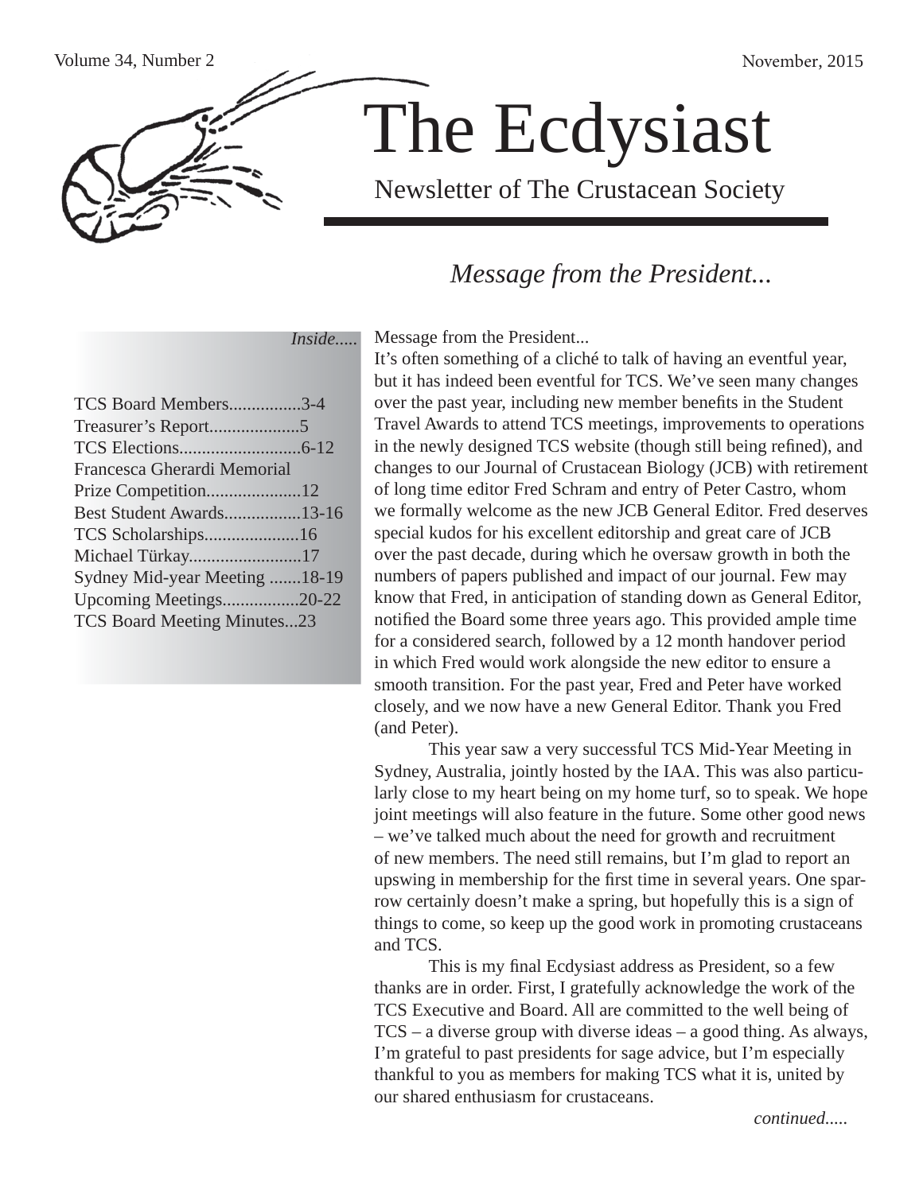# The Ecdysiast

Newsletter of The Crustacean Society

## *Message from the President...*

*Inside.....*

- TCS Board Members................3-4
- Treasurer's Report....................5
- TCS Elections...........................6-12
- Francesca Gherardi Memorial Prize Competition.....................12
- Best Student Awards.................13-16
- TCS Scholarships.....................16
- Michael Türkay.........................17
- Sydney Mid-year Meeting .......18-19
- Upcoming Meetings.................20-22
- TCS Board Meeting Minutes...23

Message from the President...

It's often something of a cliché to talk of having an eventful year, but it has indeed been eventful for TCS. We've seen many changes over the past year, including new member benefits in the Student Travel Awards to attend TCS meetings, improvements to operations in the newly designed TCS website (though still being refined), and changes to our Journal of Crustacean Biology (JCB) with retirement of long time editor Fred Schram and entry of Peter Castro, whom we formally welcome as the new JCB General Editor. Fred deserves special kudos for his excellent editorship and great care of JCB over the past decade, during which he oversaw growth in both the numbers of papers published and impact of our journal. Few may know that Fred, in anticipation of standing down as General Editor, notified the Board some three years ago. This provided ample time for a considered search, followed by a 12 month handover period in which Fred would work alongside the new editor to ensure a smooth transition. For the past year, Fred and Peter have worked closely, and we now have a new General Editor. Thank you Fred (and Peter).

This year saw a very successful TCS Mid-Year Meeting in Sydney, Australia, jointly hosted by the IAA. This was also particularly close to my heart being on my home turf, so to speak. We hope joint meetings will also feature in the future. Some other good news – we've talked much about the need for growth and recruitment of new members. The need still remains, but I'm glad to report an upswing in membership for the first time in several years. One sparrow certainly doesn't make a spring, but hopefully this is a sign of things to come, so keep up the good work in promoting crustaceans and TCS.

This is my final Ecdysiast address as President, so a few thanks are in order. First, I gratefully acknowledge the work of the TCS Executive and Board. All are committed to the well being of TCS – a diverse group with diverse ideas – a good thing. As always, I'm grateful to past presidents for sage advice, but I'm especially thankful to you as members for making TCS what it is, united by our shared enthusiasm for crustaceans.

*continued.....*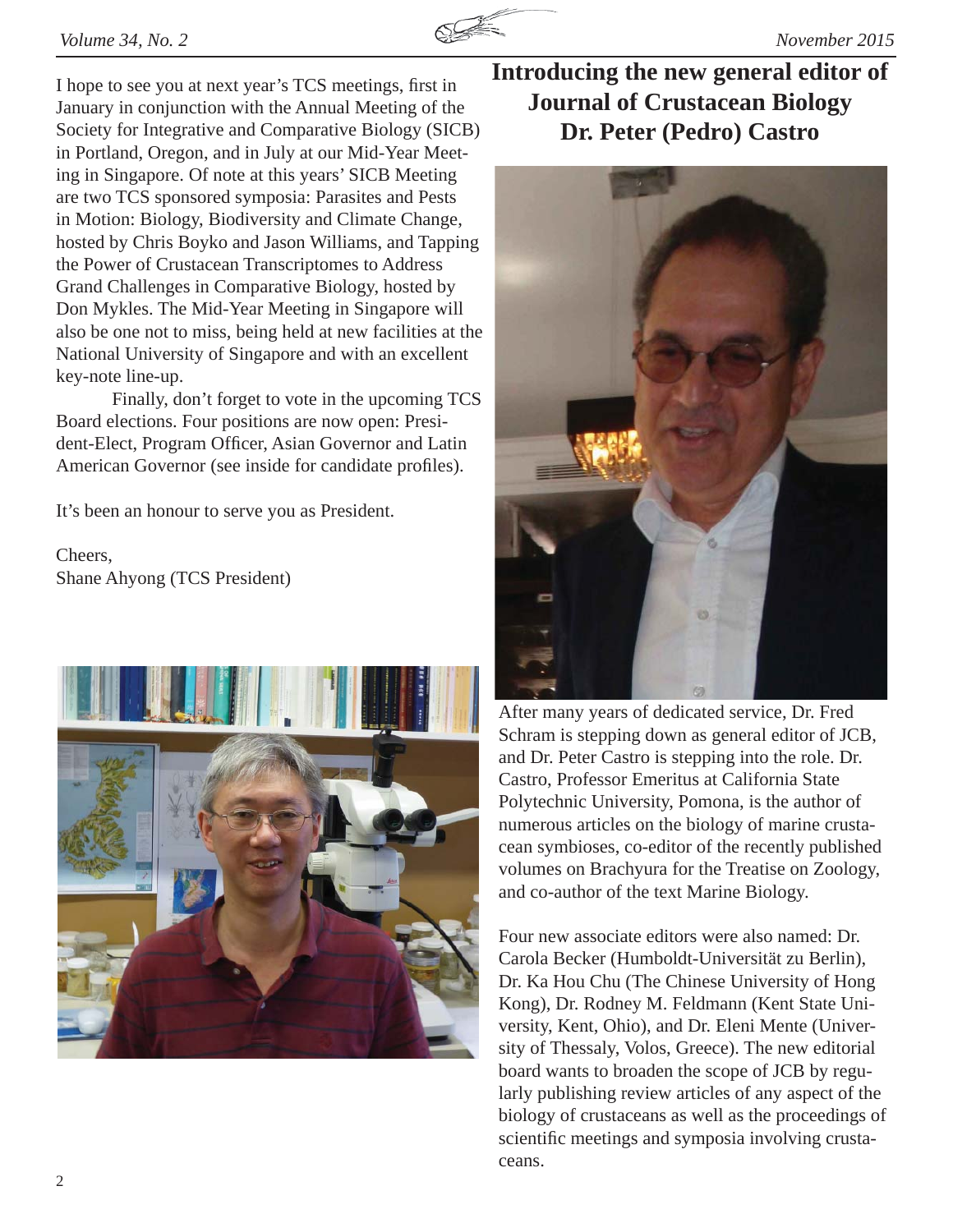I hope to see you at next year's TCS meetings, first in January in conjunction with the Annual Meeting of the Society for Integrative and Comparative Biology (SICB) in Portland, Oregon, and in July at our Mid-Year Meeting in Singapore. Of note at this years' SICB Meeting are two TCS sponsored symposia: Parasites and Pests in Motion: Biology, Biodiversity and Climate Change, hosted by Chris Boyko and Jason Williams, and Tapping the Power of Crustacean Transcriptomes to Address Grand Challenges in Comparative Biology, hosted by Don Mykles. The Mid-Year Meeting in Singapore will also be one not to miss, being held at new facilities at the National University of Singapore and with an excellent key-note line-up.

Finally, don't forget to vote in the upcoming TCS Board elections. Four positions are now open: President-Elect, Program Officer, Asian Governor and Latin American Governor (see inside for candidate profiles).

It's been an honour to serve you as President.

Cheers,
Shane Ahyong (TCS President)

# Introducing the new general editor of Journal of Crustacean Biology Dr. Peter (Pedro) Castro

After many years of dedicated service, Dr. Fred Schram is stepping down as general editor of JCB, and Dr. Peter Castro is stepping into the role. Dr. Castro, Professor Emeritus at California State Polytechnic University, Pomona, is the author of numerous articles on the biology of marine crustacean symbioses, co-editor of the recently published volumes on Brachyura for the Treatise on Zoology, and co-author of the text Marine Biology.

Four new associate editors were also named: Dr. Carola Becker (Humboldt-Universität zu Berlin), Dr. Ka Hou Chu (The Chinese University of Hong Kong), Dr. Rodney M. Feldmann (Kent State University, Kent, Ohio), and Dr. Eleni Mente (University of Thessaly, Volos, Greece). The new editorial board wants to broaden the scope of JCB by regularly publishing review articles of any aspect of the biology of crustaceans as well as the proceedings of scientific meetings and symposia involving crustaceans.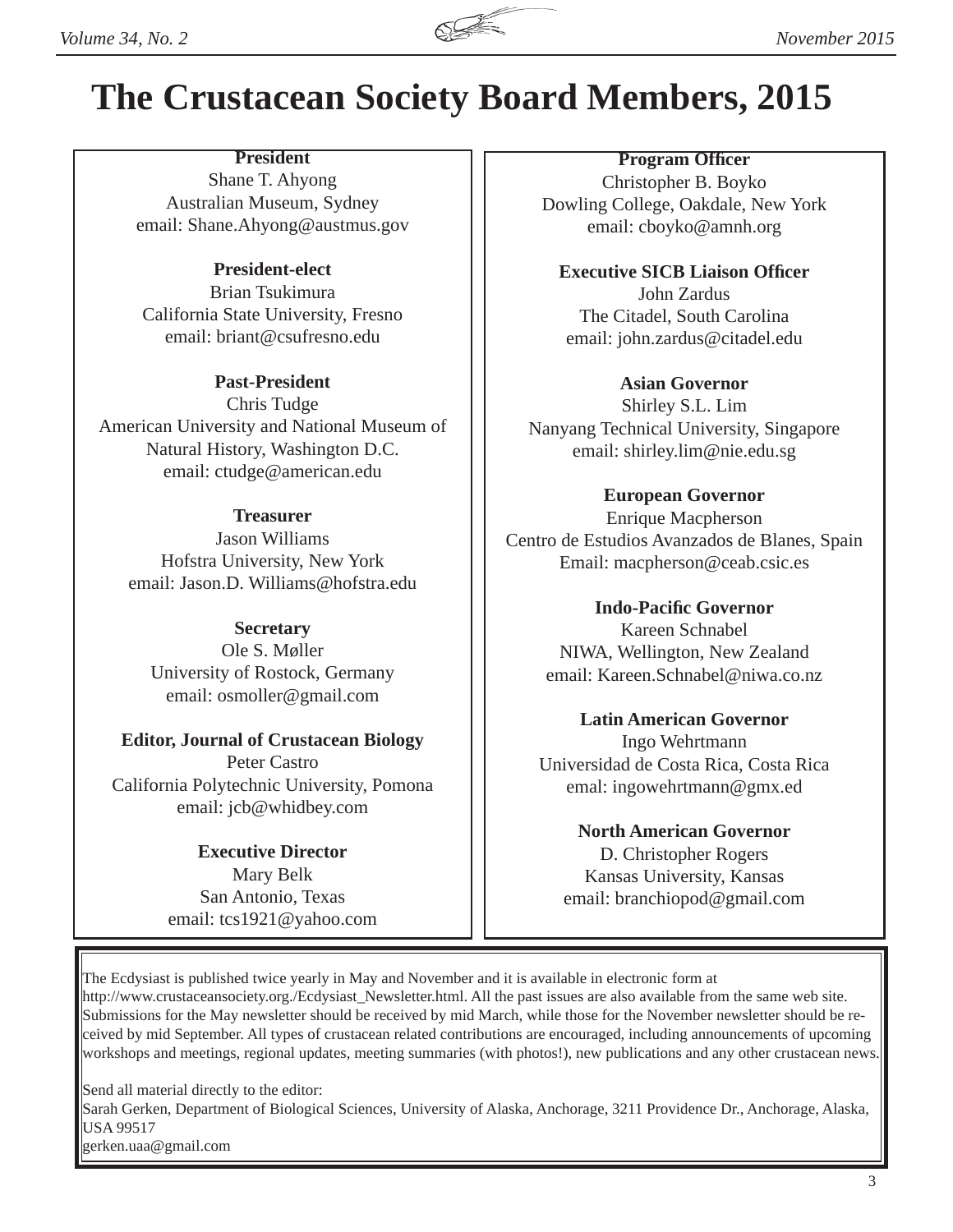# The Crustacean Society Board Members, 2015

**President**
Shane T. Ahyong
Australian Museum, Sydney
email: Shane.Ahyong@austmus.gov

**President-elect**
Brian Tsukimura
California State University, Fresno
email: briant@csufresno.edu

**Past-President**
Chris Tudge
American University and National Museum of Natural History, Washington D.C.
email: ctudge@american.edu

**Treasurer**
Jason Williams
Hofstra University, New York
email: Jason.D. Williams@hofstra.edu

**Secretary**
Ole S. Møller
University of Rostock, Germany
email: osmoller@gmail.com

**Editor, Journal of Crustacean Biology**
Peter Castro
California Polytechnic University, Pomona
email: jcb@whidbey.com

**Executive Director**
Mary Belk
San Antonio, Texas
email: tcs1921@yahoo.com

**Program Officer**
Christopher B. Boyko
Dowling College, Oakdale, New York
email: cboyko@amnh.org

**Executive SICB Liaison Officer**
John Zardus
The Citadel, South Carolina
email: john.zardus@citadel.edu

**Asian Governor**
Shirley S.L. Lim
Nanyang Technical University, Singapore
email: shirley.lim@nie.edu.sg

**European Governor**
Enrique Macpherson
Centro de Estudios Avanzados de Blanes, Spain
Email: macpherson@ceab.csic.es

**Indo-Pacific Governor**
Kareen Schnabel
NIWA, Wellington, New Zealand
email: Kareen.Schnabel@niwa.co.nz

**Latin American Governor**
Ingo Wehrtmann
Universidad de Costa Rica, Costa Rica
emal: ingowehrtmann@gmx.ed

**North American Governor**
D. Christopher Rogers
Kansas University, Kansas
email: branchiopod@gmail.com

---

The Ecdysiast is published twice yearly in May and November and it is available in electronic form at http://www.crustaceansociety.org./Ecdysiast_Newsletter.html. All the past issues are also available from the same web site. Submissions for the May newsletter should be received by mid March, while those for the November newsletter should be received by mid September. All types of crustacean related contributions are encouraged, including announcements of upcoming workshops and meetings, regional updates, meeting summaries (with photos!), new publications and any other crustacean news.

Send all material directly to the editor:
Sarah Gerken, Department of Biological Sciences, University of Alaska, Anchorage, 3211 Providence Dr., Anchorage, Alaska, USA 99517
gerken.uaa@gmail.com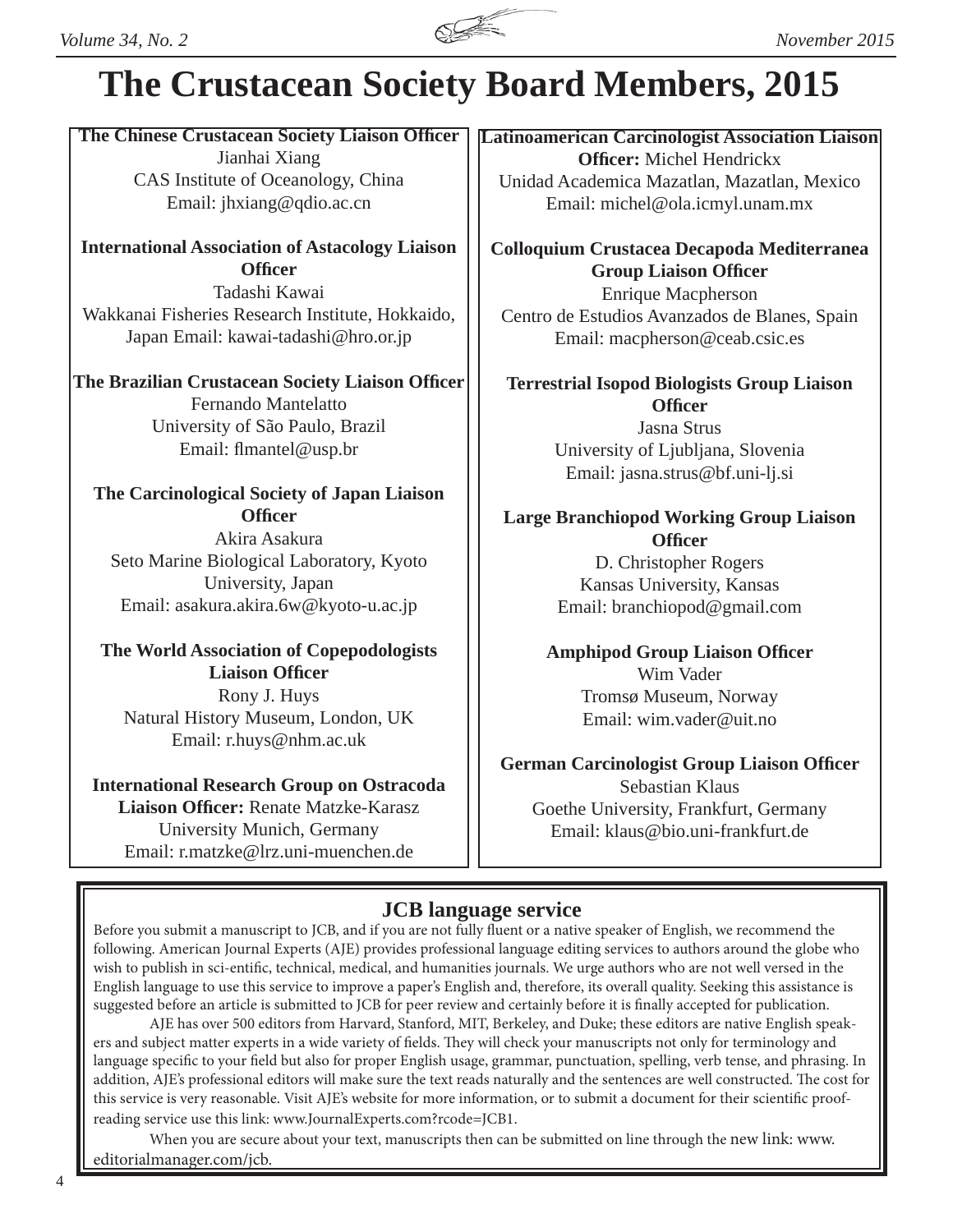# The Crustacean Society Board Members, 2015

**The Chinese Crustacean Society Liaison Officer**
Jianhai Xiang
CAS Institute of Oceanology, China
Email: jhxiang@qdio.ac.cn

**International Association of Astacology Liaison Officer**
Tadashi Kawai
Wakkanai Fisheries Research Institute, Hokkaido, Japan Email: kawai-tadashi@hro.or.jp

**The Brazilian Crustacean Society Liaison Officer**
Fernando Mantelatto
University of São Paulo, Brazil
Email: flmantel@usp.br

**The Carcinological Society of Japan Liaison Officer**
Akira Asakura
Seto Marine Biological Laboratory, Kyoto University, Japan
Email: asakura.akira.6w@kyoto-u.ac.jp

**The World Association of Copepodologists Liaison Officer**
Rony J. Huys
Natural History Museum, London, UK
Email: r.huys@nhm.ac.uk

**International Research Group on Ostracoda Liaison Officer:** Renate Matzke-Karasz
University Munich, Germany
Email: r.matzke@lrz.uni-muenchen.de

**Latinoamerican Carcinologist Association Liaison Officer:** Michel Hendrickx
Unidad Academica Mazatlan, Mazatlan, Mexico
Email: michel@ola.icmyl.unam.mx

**Colloquium Crustacea Decapoda Mediterranea Group Liaison Officer**
Enrique Macpherson
Centro de Estudios Avanzados de Blanes, Spain
Email: macpherson@ceab.csic.es

**Terrestrial Isopod Biologists Group Liaison Officer**
Jasna Strus
University of Ljubljana, Slovenia
Email: jasna.strus@bf.uni-lj.si

**Large Branchiopod Working Group Liaison Officer**
D. Christopher Rogers
Kansas University, Kansas
Email: branchiopod@gmail.com

**Amphipod Group Liaison Officer**
Wim Vader
Tromsø Museum, Norway
Email: wim.vader@uit.no

**German Carcinologist Group Liaison Officer**
Sebastian Klaus
Goethe University, Frankfurt, Germany
Email: klaus@bio.uni-frankfurt.de

## JCB language service

Before you submit a manuscript to JCB, and if you are not fully fluent or a native speaker of English, we recommend the following. American Journal Experts (AJE) provides professional language editing services to authors around the globe who wish to publish in sci-entific, technical, medical, and humanities journals. We urge authors who are not well versed in the English language to use this service to improve a paper's English and, therefore, its overall quality. Seeking this assistance is suggested before an article is submitted to JCB for peer review and certainly before it is finally accepted for publication.

AJE has over 500 editors from Harvard, Stanford, MIT, Berkeley, and Duke; these editors are native English speakers and subject matter experts in a wide variety of fields. They will check your manuscripts not only for terminology and language specific to your field but also for proper English usage, grammar, punctuation, spelling, verb tense, and phrasing. In addition, AJE's professional editors will make sure the text reads naturally and the sentences are well constructed. The cost for this service is very reasonable. Visit AJE's website for more information, or to submit a document for their scientific proof-reading service use this link: www.JournalExperts.com?rcode=JCB1.

When you are secure about your text, manuscripts then can be submitted on line through the new link: www.editorialmanager.com/jcb.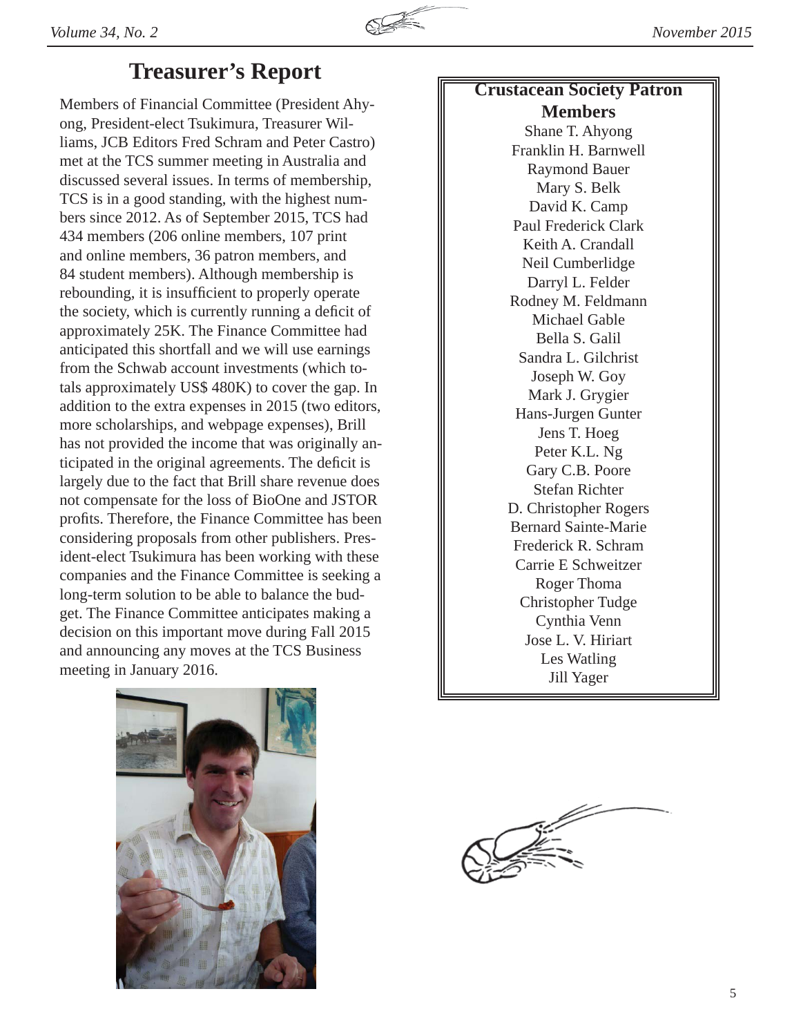## Treasurer's Report

Members of Financial Committee (President Ahyong, President-elect Tsukimura, Treasurer Williams, JCB Editors Fred Schram and Peter Castro) met at the TCS summer meeting in Australia and discussed several issues. In terms of membership, TCS is in a good standing, with the highest numbers since 2012. As of September 2015, TCS had 434 members (206 online members, 107 print and online members, 36 patron members, and 84 student members). Although membership is rebounding, it is insufficient to properly operate the society, which is currently running a deficit of approximately 25K. The Finance Committee had anticipated this shortfall and we will use earnings from the Schwab account investments (which totals approximately US$ 480K) to cover the gap. In addition to the extra expenses in 2015 (two editors, more scholarships, and webpage expenses), Brill has not provided the income that was originally anticipated in the original agreements. The deficit is largely due to the fact that Brill share revenue does not compensate for the loss of BioOne and JSTOR profits. Therefore, the Finance Committee has been considering proposals from other publishers. President-elect Tsukimura has been working with these companies and the Finance Committee is seeking a long-term solution to be able to balance the budget. The Finance Committee anticipates making a decision on this important move during Fall 2015 and announcing any moves at the TCS Business meeting in January 2016.

**Crustacean Society Patron Members**

Shane T. Ahyong
Franklin H. Barnwell
Raymond Bauer
Mary S. Belk
David K. Camp
Paul Frederick Clark
Keith A. Crandall
Neil Cumberlidge
Darryl L. Felder
Rodney M. Feldmann
Michael Gable
Bella S. Galil
Sandra L. Gilchrist
Joseph W. Goy
Mark J. Grygier
Hans-Jurgen Gunter
Jens T. Hoeg
Peter K.L. Ng
Gary C.B. Poore
Stefan Richter
D. Christopher Rogers
Bernard Sainte-Marie
Frederick R. Schram
Carrie E Schweitzer
Roger Thoma
Christopher Tudge
Cynthia Venn
Jose L. V. Hiriart
Les Watling
Jill Yager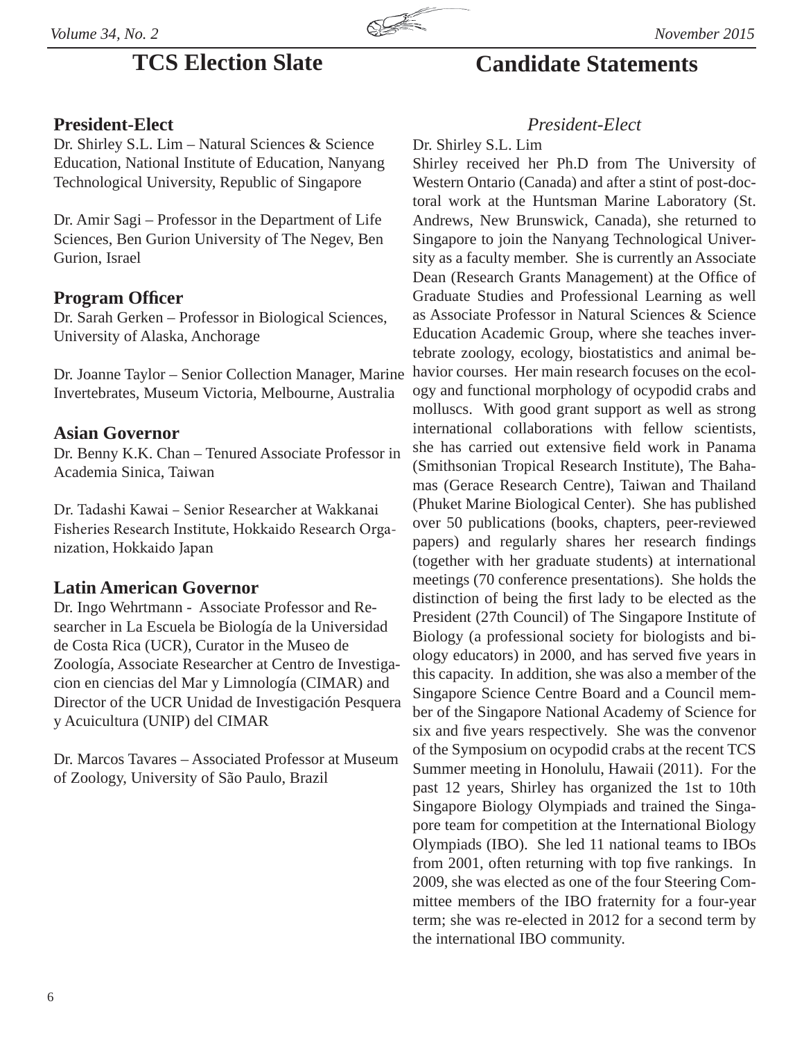# TCS Election Slate

### President-Elect

Dr. Shirley S.L. Lim – Natural Sciences & Science Education, National Institute of Education, Nanyang Technological University, Republic of Singapore

Dr. Amir Sagi – Professor in the Department of Life Sciences, Ben Gurion University of The Negev, Ben Gurion, Israel

### Program Officer

Dr. Sarah Gerken – Professor in Biological Sciences, University of Alaska, Anchorage

Dr. Joanne Taylor – Senior Collection Manager, Marine Invertebrates, Museum Victoria, Melbourne, Australia

### Asian Governor

Dr. Benny K.K. Chan – Tenured Associate Professor in Academia Sinica, Taiwan

Dr. Tadashi Kawai – Senior Researcher at Wakkanai Fisheries Research Institute, Hokkaido Research Organization, Hokkaido Japan

### Latin American Governor

Dr. Ingo Wehrtmann - Associate Professor and Researcher in La Escuela be Biología de la Universidad de Costa Rica (UCR), Curator in the Museo de Zoología, Associate Researcher at Centro de Investigacion en ciencias del Mar y Limnología (CIMAR) and Director of the UCR Unidad de Investigación Pesquera y Acuicultura (UNIP) del CIMAR

Dr. Marcos Tavares – Associated Professor at Museum of Zoology, University of São Paulo, Brazil

# Candidate Statements

### *President-Elect*

Dr. Shirley S.L. Lim

Shirley received her Ph.D from The University of Western Ontario (Canada) and after a stint of post-doctoral work at the Huntsman Marine Laboratory (St. Andrews, New Brunswick, Canada), she returned to Singapore to join the Nanyang Technological University as a faculty member. She is currently an Associate Dean (Research Grants Management) at the Office of Graduate Studies and Professional Learning as well as Associate Professor in Natural Sciences & Science Education Academic Group, where she teaches invertebrate zoology, ecology, biostatistics and animal behavior courses. Her main research focuses on the ecology and functional morphology of ocypodid crabs and molluscs. With good grant support as well as strong international collaborations with fellow scientists, she has carried out extensive field work in Panama (Smithsonian Tropical Research Institute), The Bahamas (Gerace Research Centre), Taiwan and Thailand (Phuket Marine Biological Center). She has published over 50 publications (books, chapters, peer-reviewed papers) and regularly shares her research findings (together with her graduate students) at international meetings (70 conference presentations). She holds the distinction of being the first lady to be elected as the President (27th Council) of The Singapore Institute of Biology (a professional society for biologists and biology educators) in 2000, and has served five years in this capacity. In addition, she was also a member of the Singapore Science Centre Board and a Council member of the Singapore National Academy of Science for six and five years respectively. She was the convenor of the Symposium on ocypodid crabs at the recent TCS Summer meeting in Honolulu, Hawaii (2011). For the past 12 years, Shirley has organized the 1st to 10th Singapore Biology Olympiads and trained the Singapore team for competition at the International Biology Olympiads (IBO). She led 11 national teams to IBOs from 2001, often returning with top five rankings. In 2009, she was elected as one of the four Steering Committee members of the IBO fraternity for a four-year term; she was re-elected in 2012 for a second term by the international IBO community.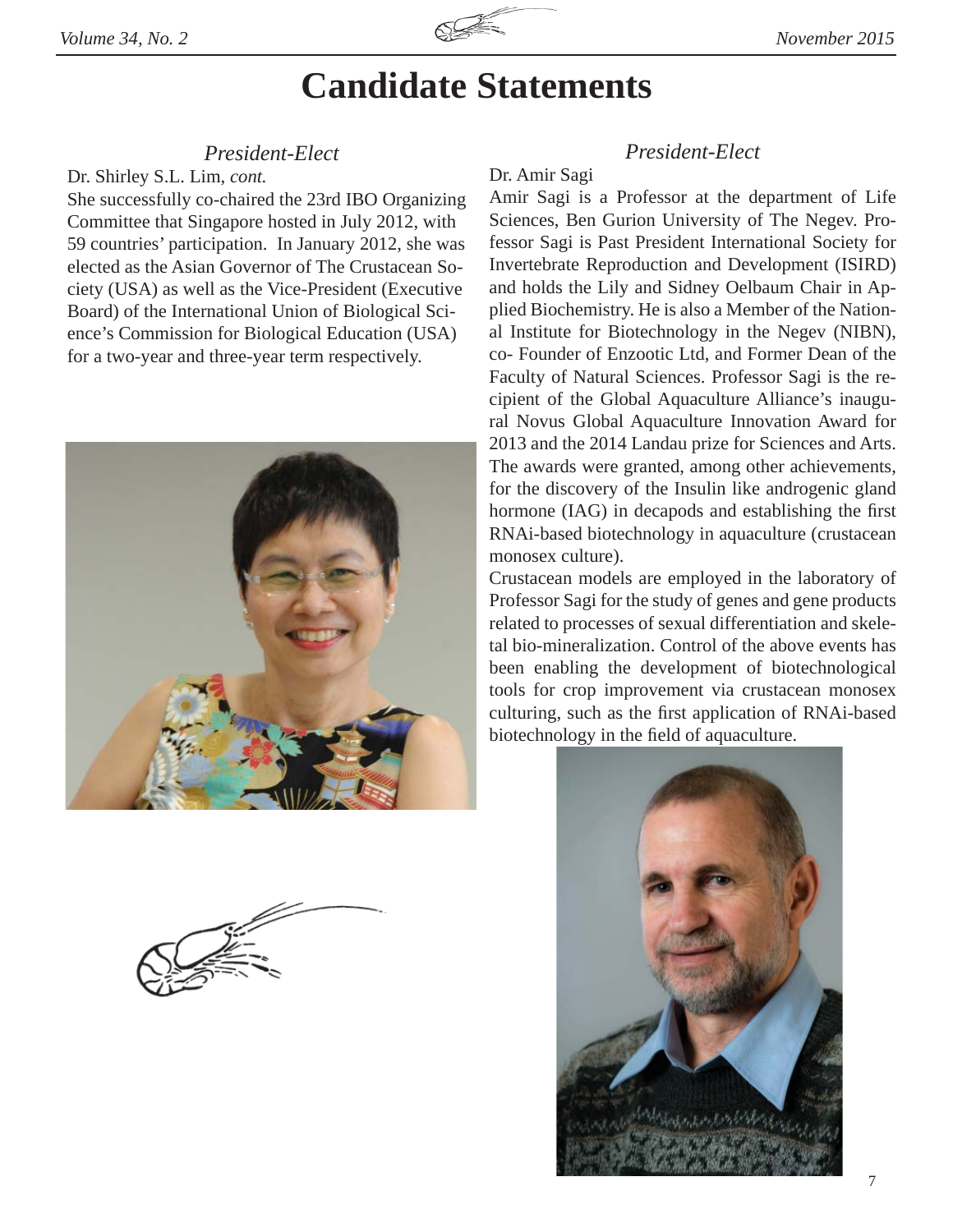# Candidate Statements

## *President-Elect*

Dr. Shirley S.L. Lim, *cont.*

She successfully co-chaired the 23rd IBO Organizing Committee that Singapore hosted in July 2012, with 59 countries' participation. In January 2012, she was elected as the Asian Governor of The Crustacean Society (USA) as well as the Vice-President (Executive Board) of the International Union of Biological Science's Commission for Biological Education (USA) for a two-year and three-year term respectively.

## *President-Elect*

Dr. Amir Sagi

Amir Sagi is a Professor at the department of Life Sciences, Ben Gurion University of The Negev. Professor Sagi is Past President International Society for Invertebrate Reproduction and Development (ISIRD) and holds the Lily and Sidney Oelbaum Chair in Applied Biochemistry. He is also a Member of the National Institute for Biotechnology in the Negev (NIBN), co- Founder of Enzootic Ltd, and Former Dean of the Faculty of Natural Sciences. Professor Sagi is the recipient of the Global Aquaculture Alliance's inaugural Novus Global Aquaculture Innovation Award for 2013 and the 2014 Landau prize for Sciences and Arts. The awards were granted, among other achievements, for the discovery of the Insulin like androgenic gland hormone (IAG) in decapods and establishing the first RNAi-based biotechnology in aquaculture (crustacean monosex culture).

Crustacean models are employed in the laboratory of Professor Sagi for the study of genes and gene products related to processes of sexual differentiation and skeletal bio-mineralization. Control of the above events has been enabling the development of biotechnological tools for crop improvement via crustacean monosex culturing, such as the first application of RNAi-based biotechnology in the field of aquaculture.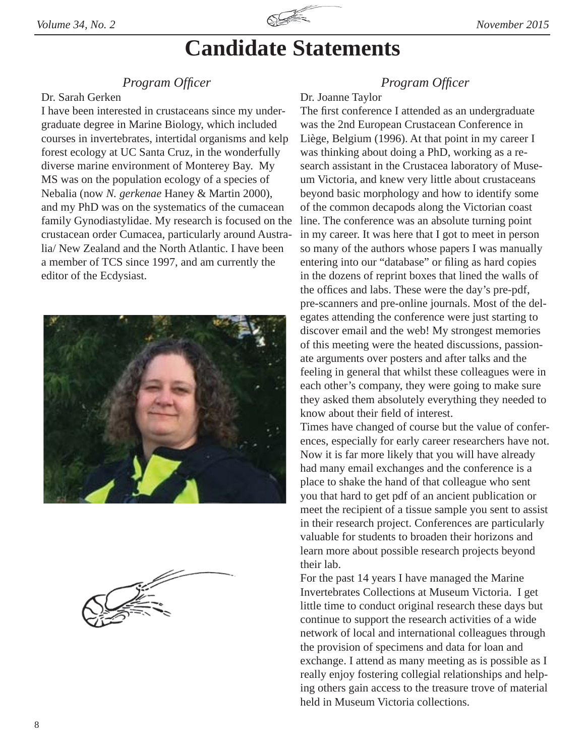# Candidate Statements

## *Program Officer*

Dr. Sarah Gerken

I have been interested in crustaceans since my undergraduate degree in Marine Biology, which included courses in invertebrates, intertidal organisms and kelp forest ecology at UC Santa Cruz, in the wonderfully diverse marine environment of Monterey Bay. My MS was on the population ecology of a species of Nebalia (now *N. gerkenae* Haney & Martin 2000), and my PhD was on the systematics of the cumacean family Gynodiastylidae. My research is focused on the crustacean order Cumacea, particularly around Australia/ New Zealand and the North Atlantic. I have been a member of TCS since 1997, and am currently the editor of the Ecdysiast.

## *Program Officer*

Dr. Joanne Taylor

The first conference I attended as an undergraduate was the 2nd European Crustacean Conference in Liège, Belgium (1996). At that point in my career I was thinking about doing a PhD, working as a research assistant in the Crustacea laboratory of Museum Victoria, and knew very little about crustaceans beyond basic morphology and how to identify some of the common decapods along the Victorian coast line. The conference was an absolute turning point in my career. It was here that I got to meet in person so many of the authors whose papers I was manually entering into our "database" or filing as hard copies in the dozens of reprint boxes that lined the walls of the offices and labs. These were the day's pre-pdf, pre-scanners and pre-online journals. Most of the delegates attending the conference were just starting to discover email and the web! My strongest memories of this meeting were the heated discussions, passionate arguments over posters and after talks and the feeling in general that whilst these colleagues were in each other's company, they were going to make sure they asked them absolutely everything they needed to know about their field of interest.

Times have changed of course but the value of conferences, especially for early career researchers have not. Now it is far more likely that you will have already had many email exchanges and the conference is a place to shake the hand of that colleague who sent you that hard to get pdf of an ancient publication or meet the recipient of a tissue sample you sent to assist in their research project. Conferences are particularly valuable for students to broaden their horizons and learn more about possible research projects beyond their lab.

For the past 14 years I have managed the Marine Invertebrates Collections at Museum Victoria. I get little time to conduct original research these days but continue to support the research activities of a wide network of local and international colleagues through the provision of specimens and data for loan and exchange. I attend as many meeting as is possible as I really enjoy fostering collegial relationships and helping others gain access to the treasure trove of material held in Museum Victoria collections.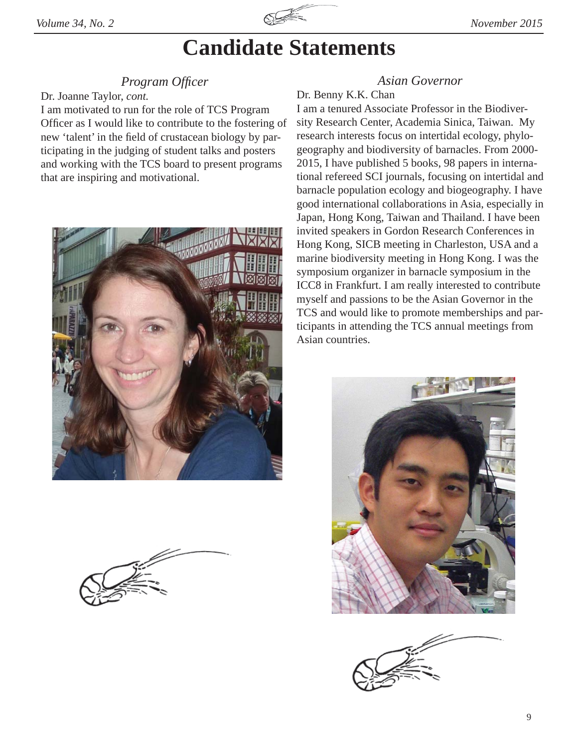# Candidate Statements

### *Program Officer*

Dr. Joanne Taylor, *cont.*

I am motivated to run for the role of TCS Program Officer as I would like to contribute to the fostering of new 'talent' in the field of crustacean biology by participating in the judging of student talks and posters and working with the TCS board to present programs that are inspiring and motivational.

### *Asian Governor*

Dr. Benny K.K. Chan

I am a tenured Associate Professor in the Biodiversity Research Center, Academia Sinica, Taiwan. My research interests focus on intertidal ecology, phylogeography and biodiversity of barnacles. From 2000-2015, I have published 5 books, 98 papers in international refereed SCI journals, focusing on intertidal and barnacle population ecology and biogeography. I have good international collaborations in Asia, especially in Japan, Hong Kong, Taiwan and Thailand. I have been invited speakers in Gordon Research Conferences in Hong Kong, SICB meeting in Charleston, USA and a marine biodiversity meeting in Hong Kong. I was the symposium organizer in barnacle symposium in the ICC8 in Frankfurt. I am really interested to contribute myself and passions to be the Asian Governor in the TCS and would like to promote memberships and participants in attending the TCS annual meetings from Asian countries.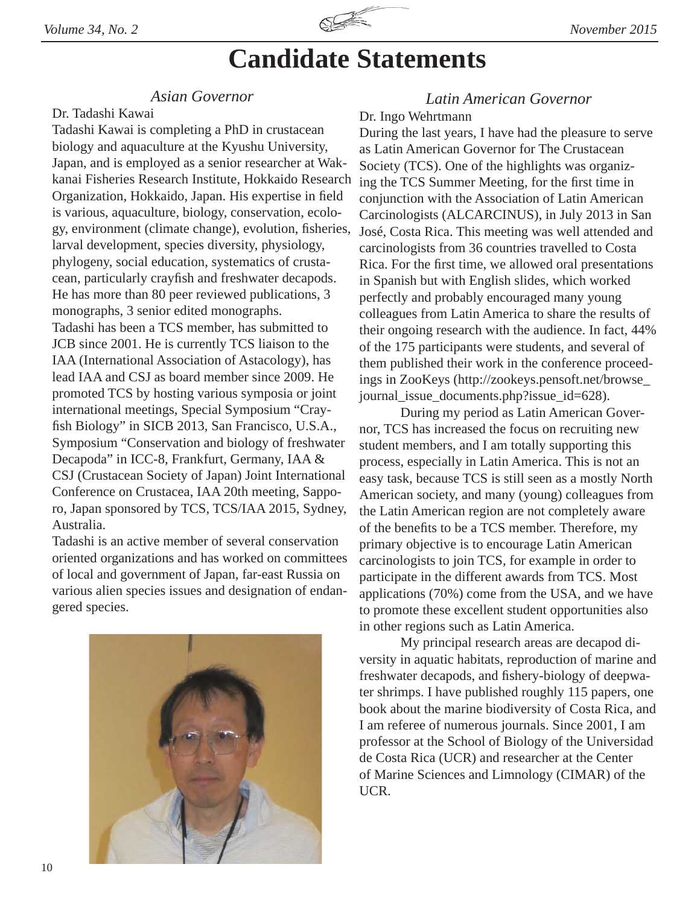# Candidate Statements

## *Asian Governor*

Dr. Tadashi Kawai

Tadashi Kawai is completing a PhD in crustacean biology and aquaculture at the Kyushu University, Japan, and is employed as a senior researcher at Wakkanai Fisheries Research Institute, Hokkaido Research Organization, Hokkaido, Japan. His expertise in field is various, aquaculture, biology, conservation, ecology, environment (climate change), evolution, fisheries, larval development, species diversity, physiology, phylogeny, social education, systematics of crustacean, particularly crayfish and freshwater decapods. He has more than 80 peer reviewed publications, 3 monographs, 3 senior edited monographs.

Tadashi has been a TCS member, has submitted to JCB since 2001. He is currently TCS liaison to the IAA (International Association of Astacology), has lead IAA and CSJ as board member since 2009. He promoted TCS by hosting various symposia or joint international meetings, Special Symposium “Crayfish Biology” in SICB 2013, San Francisco, U.S.A., Symposium “Conservation and biology of freshwater Decapoda” in ICC-8, Frankfurt, Germany, IAA & CSJ (Crustacean Society of Japan) Joint International Conference on Crustacea, IAA 20th meeting, Sapporo, Japan sponsored by TCS, TCS/IAA 2015, Sydney, Australia.

Tadashi is an active member of several conservation oriented organizations and has worked on committees of local and government of Japan, far-east Russia on various alien species issues and designation of endangered species.

## *Latin American Governor*

Dr. Ingo Wehrtmann

During the last years, I have had the pleasure to serve as Latin American Governor for The Crustacean Society (TCS). One of the highlights was organizing the TCS Summer Meeting, for the first time in conjunction with the Association of Latin American Carcinologists (ALCARCINUS), in July 2013 in San José, Costa Rica. This meeting was well attended and carcinologists from 36 countries travelled to Costa Rica. For the first time, we allowed oral presentations in Spanish but with English slides, which worked perfectly and probably encouraged many young colleagues from Latin America to share the results of their ongoing research with the audience. In fact, 44% of the 175 participants were students, and several of them published their work in the conference proceedings in ZooKeys (http://zookeys.pensoft.net/browse_journal_issue_documents.php?issue_id=628).

During my period as Latin American Governor, TCS has increased the focus on recruiting new student members, and I am totally supporting this process, especially in Latin America. This is not an easy task, because TCS is still seen as a mostly North American society, and many (young) colleagues from the Latin American region are not completely aware of the benefits to be a TCS member. Therefore, my primary objective is to encourage Latin American carcinologists to join TCS, for example in order to participate in the different awards from TCS. Most applications (70%) come from the USA, and we have to promote these excellent student opportunities also in other regions such as Latin America.

My principal research areas are decapod diversity in aquatic habitats, reproduction of marine and freshwater decapods, and fishery-biology of deepwater shrimps. I have published roughly 115 papers, one book about the marine biodiversity of Costa Rica, and I am referee of numerous journals. Since 2001, I am professor at the School of Biology of the Universidad de Costa Rica (UCR) and researcher at the Center of Marine Sciences and Limnology (CIMAR) of the UCR.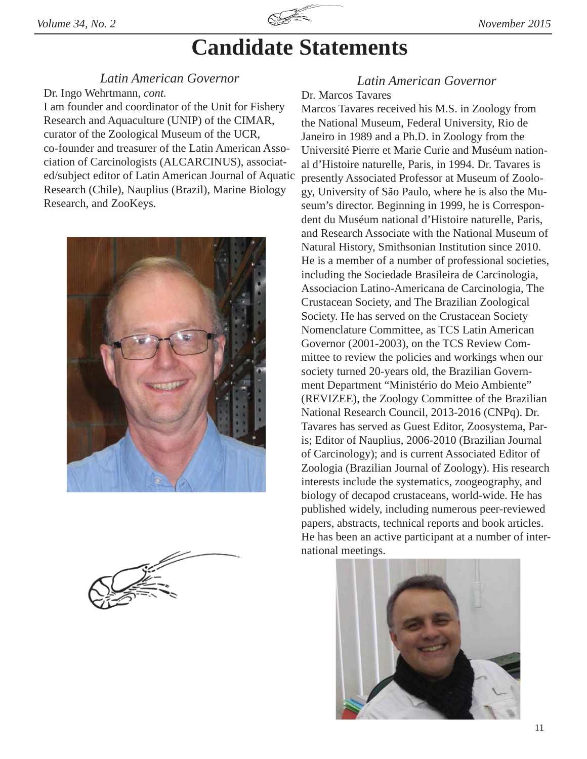# Candidate Statements

### *Latin American Governor*

Dr. Ingo Wehrtmann, *cont.*

I am founder and coordinator of the Unit for Fishery Research and Aquaculture (UNIP) of the CIMAR, curator of the Zoological Museum of the UCR, co-founder and treasurer of the Latin American Association of Carcinologists (ALCARCINUS), associated/subject editor of Latin American Journal of Aquatic Research (Chile), Nauplius (Brazil), Marine Biology Research, and ZooKeys.

### *Latin American Governor*

Dr. Marcos Tavares

Marcos Tavares received his M.S. in Zoology from the National Museum, Federal University, Rio de Janeiro in 1989 and a Ph.D. in Zoology from the Université Pierre et Marie Curie and Muséum national d'Histoire naturelle, Paris, in 1994. Dr. Tavares is presently Associated Professor at Museum of Zoology, University of São Paulo, where he is also the Museum's director. Beginning in 1999, he is Correspondent du Muséum national d'Histoire naturelle, Paris, and Research Associate with the National Museum of Natural History, Smithsonian Institution since 2010. He is a member of a number of professional societies, including the Sociedade Brasileira de Carcinologia, Associacion Latino-Americana de Carcinologia, The Crustacean Society, and The Brazilian Zoological Society. He has served on the Crustacean Society Nomenclature Committee, as TCS Latin American Governor (2001-2003), on the TCS Review Committee to review the policies and workings when our society turned 20-years old, the Brazilian Government Department "Ministério do Meio Ambiente" (REVIZEE), the Zoology Committee of the Brazilian National Research Council, 2013-2016 (CNPq). Dr. Tavares has served as Guest Editor, Zoosystema, Paris; Editor of Nauplius, 2006-2010 (Brazilian Journal of Carcinology); and is current Associated Editor of Zoologia (Brazilian Journal of Zoology). His research interests include the systematics, zoogeography, and biology of decapod crustaceans, world-wide. He has published widely, including numerous peer-reviewed papers, abstracts, technical reports and book articles. He has been an active participant at a number of international meetings.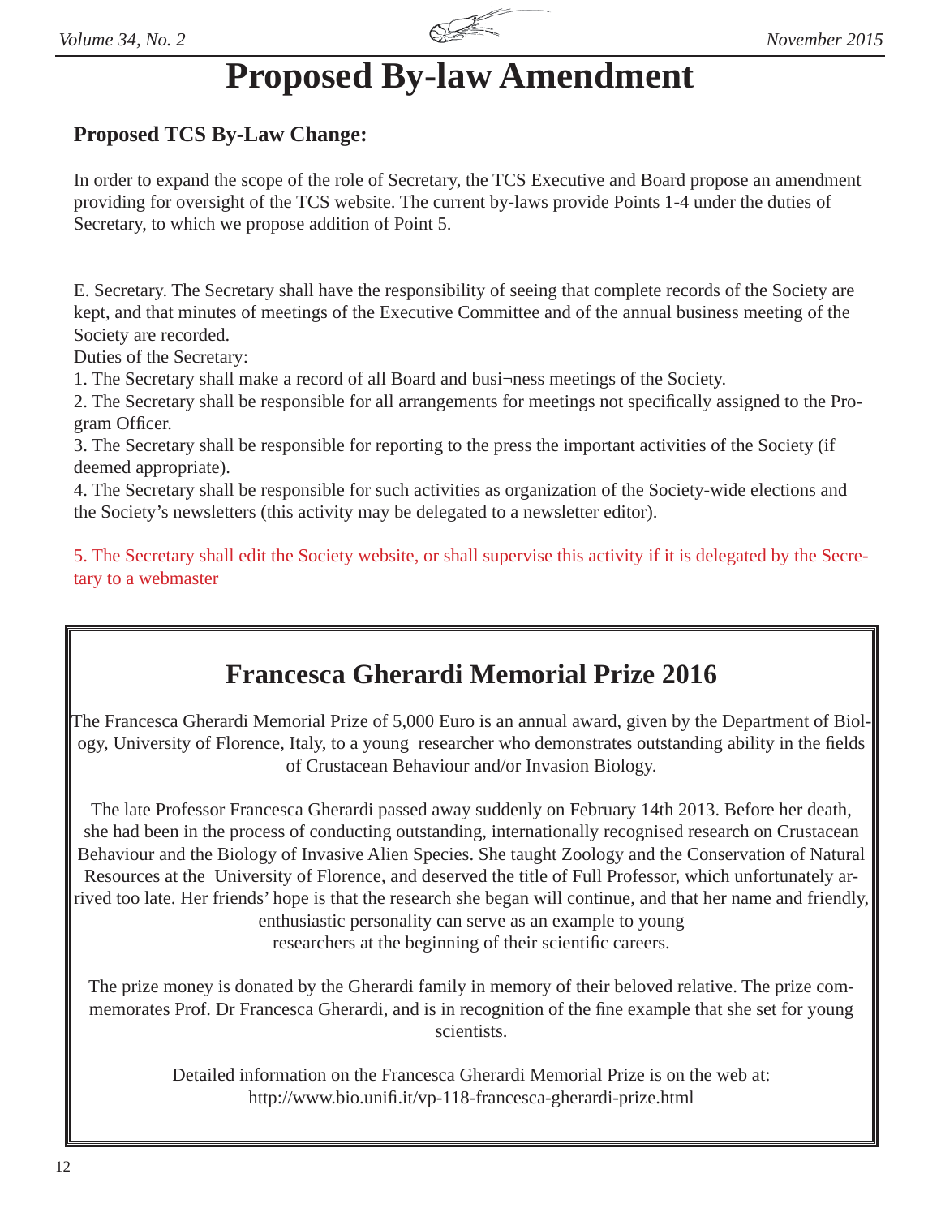# Proposed By-law Amendment

### Proposed TCS By-Law Change:

In order to expand the scope of the role of Secretary, the TCS Executive and Board propose an amendment providing for oversight of the TCS website. The current by-laws provide Points 1-4 under the duties of Secretary, to which we propose addition of Point 5.

E. Secretary. The Secretary shall have the responsibility of seeing that complete records of the Society are kept, and that minutes of meetings of the Executive Committee and of the annual business meeting of the Society are recorded.

Duties of the Secretary:

1. The Secretary shall make a record of all Board and busi¬ness meetings of the Society.
2. The Secretary shall be responsible for all arrangements for meetings not specifically assigned to the Program Officer.
3. The Secretary shall be responsible for reporting to the press the important activities of the Society (if deemed appropriate).
4. The Secretary shall be responsible for such activities as organization of the Society-wide elections and the Society's newsletters (this activity may be delegated to a newsletter editor).

5. The Secretary shall edit the Society website, or shall supervise this activity if it is delegated by the Secretary to a webmaster

## Francesca Gherardi Memorial Prize 2016

The Francesca Gherardi Memorial Prize of 5,000 Euro is an annual award, given by the Department of Biology, University of Florence, Italy, to a young researcher who demonstrates outstanding ability in the fields of Crustacean Behaviour and/or Invasion Biology.

The late Professor Francesca Gherardi passed away suddenly on February 14th 2013. Before her death, she had been in the process of conducting outstanding, internationally recognised research on Crustacean Behaviour and the Biology of Invasive Alien Species. She taught Zoology and the Conservation of Natural Resources at the University of Florence, and deserved the title of Full Professor, which unfortunately arrived too late. Her friends' hope is that the research she began will continue, and that her name and friendly, enthusiastic personality can serve as an example to young researchers at the beginning of their scientific careers.

The prize money is donated by the Gherardi family in memory of their beloved relative. The prize commemorates Prof. Dr Francesca Gherardi, and is in recognition of the fine example that she set for young scientists.

Detailed information on the Francesca Gherardi Memorial Prize is on the web at: http://www.bio.unifi.it/vp-118-francesca-gherardi-prize.html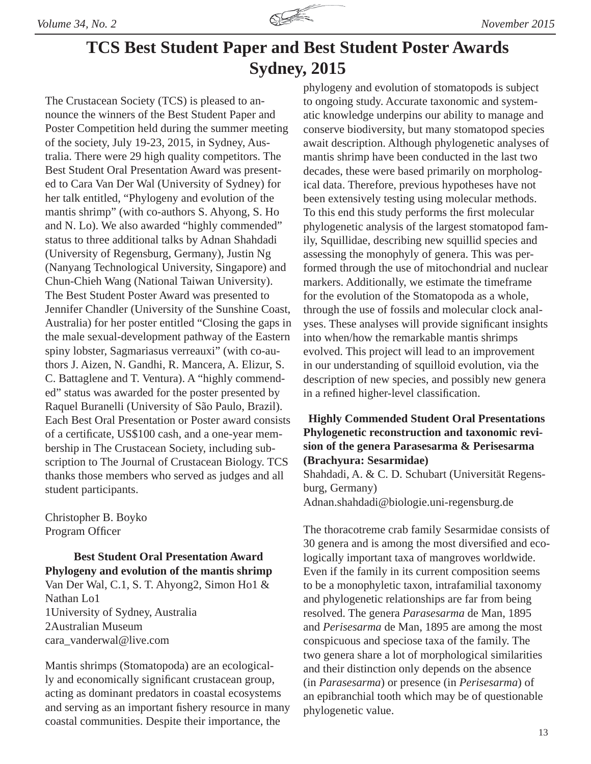# TCS Best Student Paper and Best Student Poster Awards Sydney, 2015

The Crustacean Society (TCS) is pleased to announce the winners of the Best Student Paper and Poster Competition held during the summer meeting of the society, July 19-23, 2015, in Sydney, Australia. There were 29 high quality competitors. The Best Student Oral Presentation Award was presented to Cara Van Der Wal (University of Sydney) for her talk entitled, "Phylogeny and evolution of the mantis shrimp" (with co-authors S. Ahyong, S. Ho and N. Lo). We also awarded "highly commended" status to three additional talks by Adnan Shahdadi (University of Regensburg, Germany), Justin Ng (Nanyang Technological University, Singapore) and Chun-Chieh Wang (National Taiwan University). The Best Student Poster Award was presented to Jennifer Chandler (University of the Sunshine Coast, Australia) for her poster entitled "Closing the gaps in the male sexual-development pathway of the Eastern spiny lobster, Sagmariasus verreauxi" (with co-authors J. Aizen, N. Gandhi, R. Mancera, A. Elizur, S. C. Battaglene and T. Ventura). A "highly commended" status was awarded for the poster presented by Raquel Buranelli (University of São Paulo, Brazil). Each Best Oral Presentation or Poster award consists of a certificate, US$100 cash, and a one-year membership in The Crustacean Society, including subscription to The Journal of Crustacean Biology. TCS thanks those members who served as judges and all student participants.

Christopher B. Boyko
Program Officer

## Best Student Oral Presentation Award

**Phylogeny and evolution of the mantis shrimp**

Van Der Wal, C.[1], S. T. Ahyong[2], Simon Ho[1] & Nathan Lo[1]
[1]University of Sydney, Australia
[2]Australian Museum
cara_vanderwal@live.com

Mantis shrimps (Stomatopoda) are an ecologically and economically significant crustacean group, acting as dominant predators in coastal ecosystems and serving as an important fishery resource in many coastal communities. Despite their importance, the phylogeny and evolution of stomatopods is subject to ongoing study. Accurate taxonomic and systematic knowledge underpins our ability to manage and conserve biodiversity, but many stomatopod species await description. Although phylogenetic analyses of mantis shrimp have been conducted in the last two decades, these were based primarily on morphological data. Therefore, previous hypotheses have not been extensively testing using molecular methods. To this end this study performs the first molecular phylogenetic analysis of the largest stomatopod family, Squillidae, describing new squillid species and assessing the monophyly of genera. This was performed through the use of mitochondrial and nuclear markers. Additionally, we estimate the timeframe for the evolution of the Stomatopoda as a whole, through the use of fossils and molecular clock analyses. These analyses will provide significant insights into when/how the remarkable mantis shrimps evolved. This project will lead to an improvement in our understanding of squilloid evolution, via the description of new species, and possibly new genera in a refined higher-level classification.

## Highly Commended Student Oral Presentations

**Phylogenetic reconstruction and taxonomic revision of the genera Parasesarma & Perisesarma (Brachyura: Sesarmidae)**

Shahdadi, A. & C. D. Schubart (Universität Regensburg, Germany)
Adnan.shahdadi@biologie.uni-regensburg.de

The thoracotreme crab family Sesarmidae consists of 30 genera and is among the most diversified and ecologically important taxa of mangroves worldwide. Even if the family in its current composition seems to be a monophyletic taxon, intrafamilial taxonomy and phylogenetic relationships are far from being resolved. The genera *Parasesarma* de Man, 1895 and *Perisesarma* de Man, 1895 are among the most conspicuous and speciose taxa of the family. The two genera share a lot of morphological similarities and their distinction only depends on the absence (in *Parasesarma*) or presence (in *Perisesarma*) of an epibranchial tooth which may be of questionable phylogenetic value.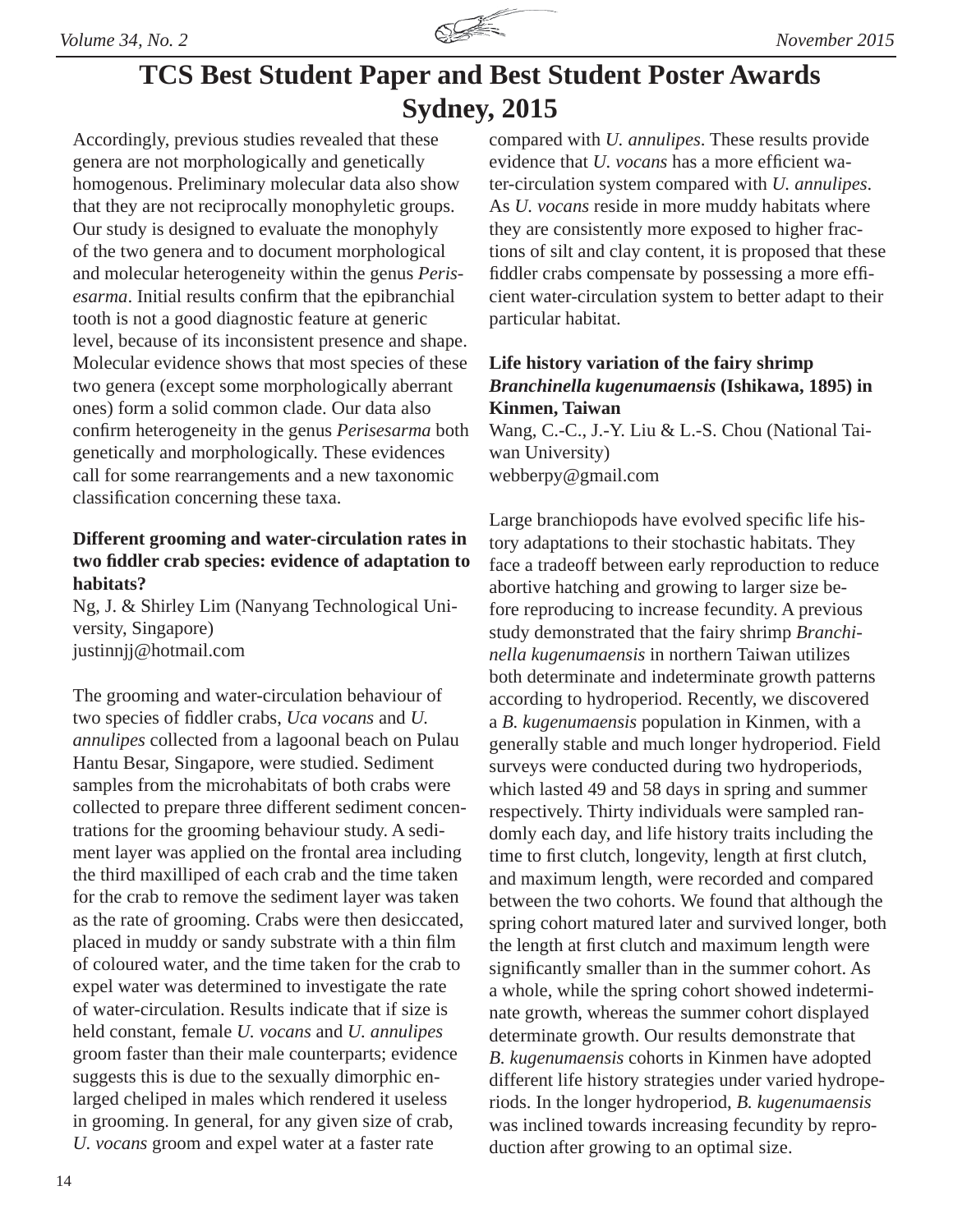# TCS Best Student Paper and Best Student Poster Awards Sydney, 2015

Accordingly, previous studies revealed that these genera are not morphologically and genetically homogenous. Preliminary molecular data also show that they are not reciprocally monophyletic groups. Our study is designed to evaluate the monophyly of the two genera and to document morphological and molecular heterogeneity within the genus *Perisesarma*. Initial results confirm that the epibranchial tooth is not a good diagnostic feature at generic level, because of its inconsistent presence and shape. Molecular evidence shows that most species of these two genera (except some morphologically aberrant ones) form a solid common clade. Our data also confirm heterogeneity in the genus *Perisesarma* both genetically and morphologically. These evidences call for some rearrangements and a new taxonomic classification concerning these taxa.

**Different grooming and water-circulation rates in two fiddler crab species: evidence of adaptation to habitats?**

Ng, J. & Shirley Lim (Nanyang Technological University, Singapore)
justinnjj@hotmail.com

The grooming and water-circulation behaviour of two species of fiddler crabs, *Uca vocans* and *U. annulipes* collected from a lagoonal beach on Pulau Hantu Besar, Singapore, were studied. Sediment samples from the microhabitats of both crabs were collected to prepare three different sediment concentrations for the grooming behaviour study. A sediment layer was applied on the frontal area including the third maxilliped of each crab and the time taken for the crab to remove the sediment layer was taken as the rate of grooming. Crabs were then desiccated, placed in muddy or sandy substrate with a thin film of coloured water, and the time taken for the crab to expel water was determined to investigate the rate of water-circulation. Results indicate that if size is held constant, female *U. vocans* and *U. annulipes* groom faster than their male counterparts; evidence suggests this is due to the sexually dimorphic enlarged cheliped in males which rendered it useless in grooming. In general, for any given size of crab, *U. vocans* groom and expel water at a faster rate compared with *U. annulipes*. These results provide evidence that *U. vocans* has a more efficient water-circulation system compared with *U. annulipes*. As *U. vocans* reside in more muddy habitats where they are consistently more exposed to higher fractions of silt and clay content, it is proposed that these fiddler crabs compensate by possessing a more efficient water-circulation system to better adapt to their particular habitat.

**Life history variation of the fairy shrimp *Branchinella kugenumaensis* (Ishikawa, 1895) in Kinmen, Taiwan**

Wang, C.-C., J.-Y. Liu & L.-S. Chou (National Taiwan University)
webberpy@gmail.com

Large branchiopods have evolved specific life history adaptations to their stochastic habitats. They face a tradeoff between early reproduction to reduce abortive hatching and growing to larger size before reproducing to increase fecundity. A previous study demonstrated that the fairy shrimp *Branchinella kugenumaensis* in northern Taiwan utilizes both determinate and indeterminate growth patterns according to hydroperiod. Recently, we discovered a *B. kugenumaensis* population in Kinmen, with a generally stable and much longer hydroperiod. Field surveys were conducted during two hydroperiods, which lasted 49 and 58 days in spring and summer respectively. Thirty individuals were sampled randomly each day, and life history traits including the time to first clutch, longevity, length at first clutch, and maximum length, were recorded and compared between the two cohorts. We found that although the spring cohort matured later and survived longer, both the length at first clutch and maximum length were significantly smaller than in the summer cohort. As a whole, while the spring cohort showed indeterminate growth, whereas the summer cohort displayed determinate growth. Our results demonstrate that *B. kugenumaensis* cohorts in Kinmen have adopted different life history strategies under varied hydroperiods. In the longer hydroperiod, *B. kugenumaensis* was inclined towards increasing fecundity by reproduction after growing to an optimal size.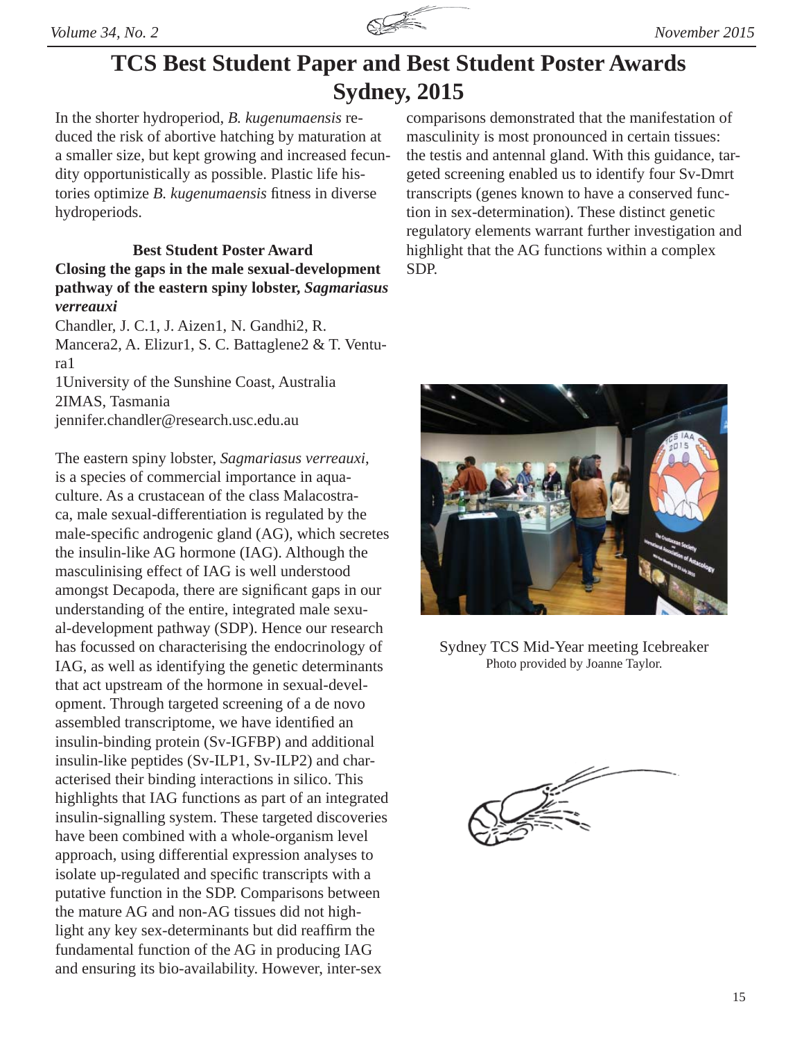# TCS Best Student Paper and Best Student Poster Awards Sydney, 2015

In the shorter hydroperiod, *B. kugenumaensis* reduced the risk of abortive hatching by maturation at a smaller size, but kept growing and increased fecundity opportunistically as possible. Plastic life histories optimize *B. kugenumaensis* fitness in diverse hydroperiods.

### Best Student Poster Award

**Closing the gaps in the male sexual-development pathway of the eastern spiny lobster, *Sagmariasus verreauxi***

Chandler, J. C.[1], J. Aizen[1], N. Gandhi[2], R. Mancera[2], A. Elizur[1], S. C. Battaglene[2] & T. Ventura[1]

[1]University of the Sunshine Coast, Australia
[2]IMAS, Tasmania
jennifer.chandler@research.usc.edu.au

The eastern spiny lobster, *Sagmariasus verreauxi*, is a species of commercial importance in aquaculture. As a crustacean of the class Malacostraca, male sexual-differentiation is regulated by the male-specific androgenic gland (AG), which secretes the insulin-like AG hormone (IAG). Although the masculinising effect of IAG is well understood amongst Decapoda, there are significant gaps in our understanding of the entire, integrated male sexual-development pathway (SDP). Hence our research has focussed on characterising the endocrinology of IAG, as well as identifying the genetic determinants that act upstream of the hormone in sexual-development. Through targeted screening of a de novo assembled transcriptome, we have identified an insulin-binding protein (Sv-IGFBP) and additional insulin-like peptides (Sv-ILP1, Sv-ILP2) and characterised their binding interactions in silico. This highlights that IAG functions as part of an integrated insulin-signalling system. These targeted discoveries have been combined with a whole-organism level approach, using differential expression analyses to isolate up-regulated and specific transcripts with a putative function in the SDP. Comparisons between the mature AG and non-AG tissues did not highlight any key sex-determinants but did reaffirm the fundamental function of the AG in producing IAG and ensuring its bio-availability. However, inter-sex comparisons demonstrated that the manifestation of masculinity is most pronounced in certain tissues: the testis and antennal gland. With this guidance, targeted screening enabled us to identify four Sv-Dmrt transcripts (genes known to have a conserved function in sex-determination). These distinct genetic regulatory elements warrant further investigation and highlight that the AG functions within a complex SDP.

Sydney TCS Mid-Year meeting Icebreaker
Photo provided by Joanne Taylor.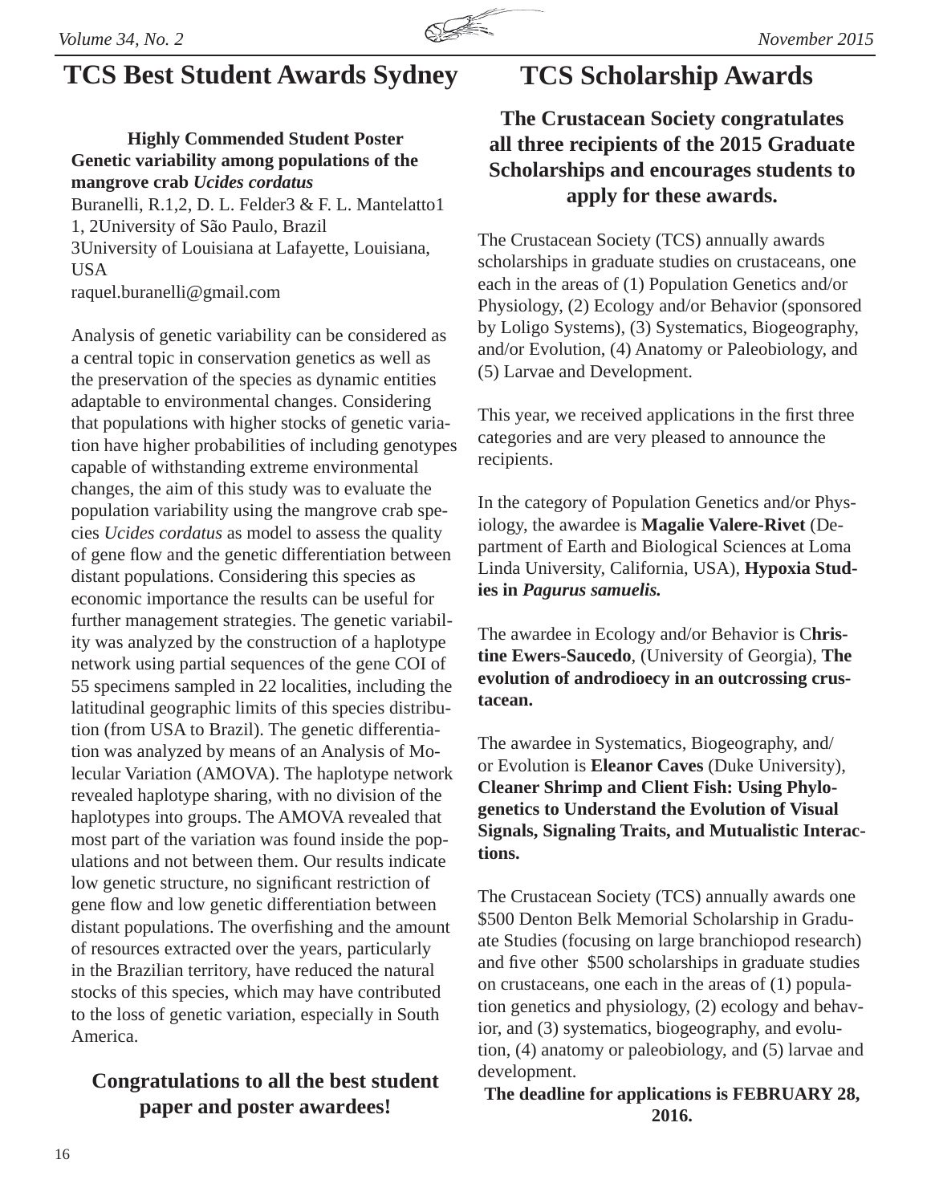## TCS Best Student Awards Sydney

**Highly Commended Student Poster**
**Genetic variability among populations of the mangrove crab *Ucides cordatus***

Buranelli, R.[1,2], D. L. Felder[3] & F. L. Mantelatto[1]
[1, 2]University of São Paulo, Brazil
[3]University of Louisiana at Lafayette, Louisiana, USA
raquel.buranelli@gmail.com

Analysis of genetic variability can be considered as a central topic in conservation genetics as well as the preservation of the species as dynamic entities adaptable to environmental changes. Considering that populations with higher stocks of genetic variation have higher probabilities of including genotypes capable of withstanding extreme environmental changes, the aim of this study was to evaluate the population variability using the mangrove crab species *Ucides cordatus* as model to assess the quality of gene flow and the genetic differentiation between distant populations. Considering this species as economic importance the results can be useful for further management strategies. The genetic variability was analyzed by the construction of a haplotype network using partial sequences of the gene COI of 55 specimens sampled in 22 localities, including the latitudinal geographic limits of this species distribution (from USA to Brazil). The genetic differentiation was analyzed by means of an Analysis of Molecular Variation (AMOVA). The haplotype network revealed haplotype sharing, with no division of the haplotypes into groups. The AMOVA revealed that most part of the variation was found inside the populations and not between them. Our results indicate low genetic structure, no significant restriction of gene flow and low genetic differentiation between distant populations. The overfishing and the amount of resources extracted over the years, particularly in the Brazilian territory, have reduced the natural stocks of this species, which may have contributed to the loss of genetic variation, especially in South America.

**Congratulations to all the best student paper and poster awardees!**

## TCS Scholarship Awards

**The Crustacean Society congratulates all three recipients of the 2015 Graduate Scholarships and encourages students to apply for these awards.**

The Crustacean Society (TCS) annually awards scholarships in graduate studies on crustaceans, one each in the areas of (1) Population Genetics and/or Physiology, (2) Ecology and/or Behavior (sponsored by Loligo Systems), (3) Systematics, Biogeography, and/or Evolution, (4) Anatomy or Paleobiology, and (5) Larvae and Development.

This year, we received applications in the first three categories and are very pleased to announce the recipients.

In the category of Population Genetics and/or Physiology, the awardee is **Magalie Valere-Rivet** (Department of Earth and Biological Sciences at Loma Linda University, California, USA), **Hypoxia Studies in *Pagurus samuelis.***

The awardee in Ecology and/or Behavior is **Christine Ewers-Saucedo**, (University of Georgia), **The evolution of androdioecy in an outcrossing crustacean.**

The awardee in Systematics, Biogeography, and/or Evolution is **Eleanor Caves** (Duke University), **Cleaner Shrimp and Client Fish: Using Phylogenetics to Understand the Evolution of Visual Signals, Signaling Traits, and Mutualistic Interactions.**

The Crustacean Society (TCS) annually awards one $500 Denton Belk Memorial Scholarship in Graduate Studies (focusing on large branchiopod research) and five other $500 scholarships in graduate studies on crustaceans, one each in the areas of (1) population genetics and physiology, (2) ecology and behavior, and (3) systematics, biogeography, and evolution, (4) anatomy or paleobiology, and (5) larvae and development.

**The deadline for applications is FEBRUARY 28, 2016.**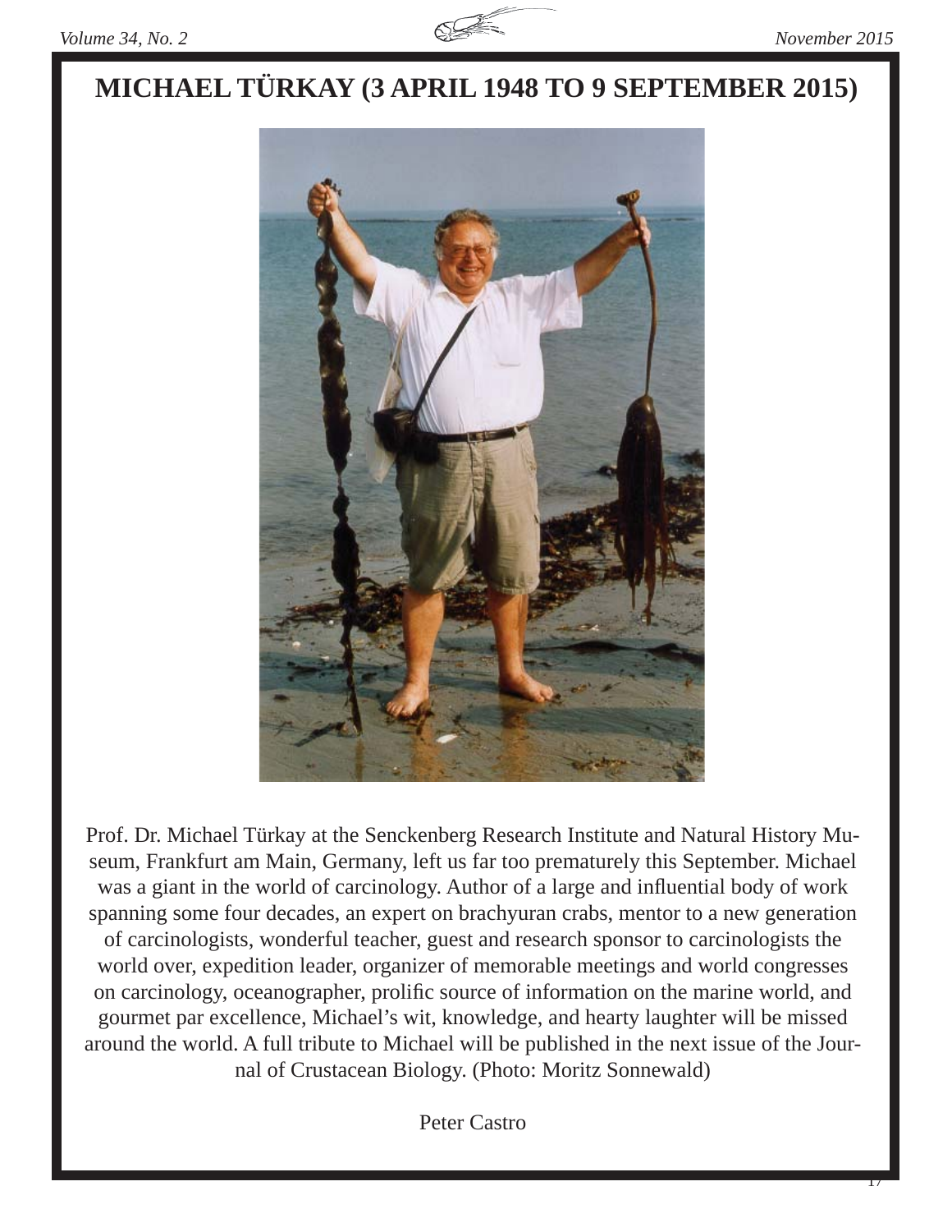# MICHAEL TÜRKAY (3 APRIL 1948 TO 9 SEPTEMBER 2015)

Prof. Dr. Michael Türkay at the Senckenberg Research Institute and Natural History Museum, Frankfurt am Main, Germany, left us far too prematurely this September. Michael was a giant in the world of carcinology. Author of a large and influential body of work spanning some four decades, an expert on brachyuran crabs, mentor to a new generation of carcinologists, wonderful teacher, guest and research sponsor to carcinologists the world over, expedition leader, organizer of memorable meetings and world congresses on carcinology, oceanographer, prolific source of information on the marine world, and gourmet par excellence, Michael's wit, knowledge, and hearty laughter will be missed around the world. A full tribute to Michael will be published in the next issue of the Journal of Crustacean Biology. (Photo: Moritz Sonnewald)

Peter Castro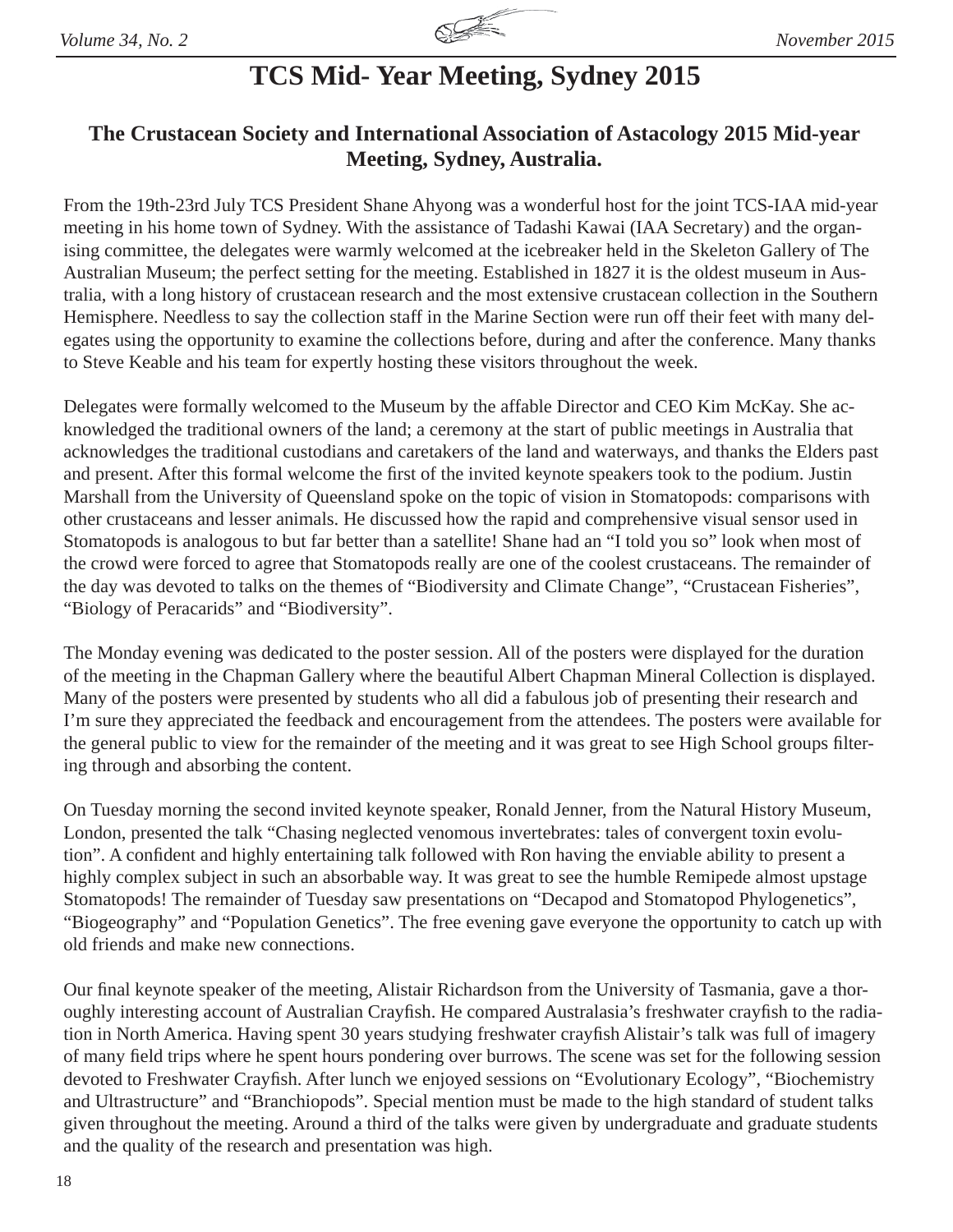# TCS Mid- Year Meeting, Sydney 2015

## The Crustacean Society and International Association of Astacology 2015 Mid-year Meeting, Sydney, Australia.

From the 19th-23rd July TCS President Shane Ahyong was a wonderful host for the joint TCS-IAA mid-year meeting in his home town of Sydney. With the assistance of Tadashi Kawai (IAA Secretary) and the organising committee, the delegates were warmly welcomed at the icebreaker held in the Skeleton Gallery of The Australian Museum; the perfect setting for the meeting. Established in 1827 it is the oldest museum in Australia, with a long history of crustacean research and the most extensive crustacean collection in the Southern Hemisphere. Needless to say the collection staff in the Marine Section were run off their feet with many delegates using the opportunity to examine the collections before, during and after the conference. Many thanks to Steve Keable and his team for expertly hosting these visitors throughout the week.

Delegates were formally welcomed to the Museum by the affable Director and CEO Kim McKay. She acknowledged the traditional owners of the land; a ceremony at the start of public meetings in Australia that acknowledges the traditional custodians and caretakers of the land and waterways, and thanks the Elders past and present. After this formal welcome the first of the invited keynote speakers took to the podium. Justin Marshall from the University of Queensland spoke on the topic of vision in Stomatopods: comparisons with other crustaceans and lesser animals. He discussed how the rapid and comprehensive visual sensor used in Stomatopods is analogous to but far better than a satellite! Shane had an "I told you so" look when most of the crowd were forced to agree that Stomatopods really are one of the coolest crustaceans. The remainder of the day was devoted to talks on the themes of "Biodiversity and Climate Change", "Crustacean Fisheries", "Biology of Peracarids" and "Biodiversity".

The Monday evening was dedicated to the poster session. All of the posters were displayed for the duration of the meeting in the Chapman Gallery where the beautiful Albert Chapman Mineral Collection is displayed. Many of the posters were presented by students who all did a fabulous job of presenting their research and I'm sure they appreciated the feedback and encouragement from the attendees. The posters were available for the general public to view for the remainder of the meeting and it was great to see High School groups filtering through and absorbing the content.

On Tuesday morning the second invited keynote speaker, Ronald Jenner, from the Natural History Museum, London, presented the talk "Chasing neglected venomous invertebrates: tales of convergent toxin evolution". A confident and highly entertaining talk followed with Ron having the enviable ability to present a highly complex subject in such an absorbable way. It was great to see the humble Remipede almost upstage Stomatopods! The remainder of Tuesday saw presentations on "Decapod and Stomatopod Phylogenetics", "Biogeography" and "Population Genetics". The free evening gave everyone the opportunity to catch up with old friends and make new connections.

Our final keynote speaker of the meeting, Alistair Richardson from the University of Tasmania, gave a thoroughly interesting account of Australian Crayfish. He compared Australasia's freshwater crayfish to the radiation in North America. Having spent 30 years studying freshwater crayfish Alistair's talk was full of imagery of many field trips where he spent hours pondering over burrows. The scene was set for the following session devoted to Freshwater Crayfish. After lunch we enjoyed sessions on "Evolutionary Ecology", "Biochemistry and Ultrastructure" and "Branchiopods". Special mention must be made to the high standard of student talks given throughout the meeting. Around a third of the talks were given by undergraduate and graduate students and the quality of the research and presentation was high.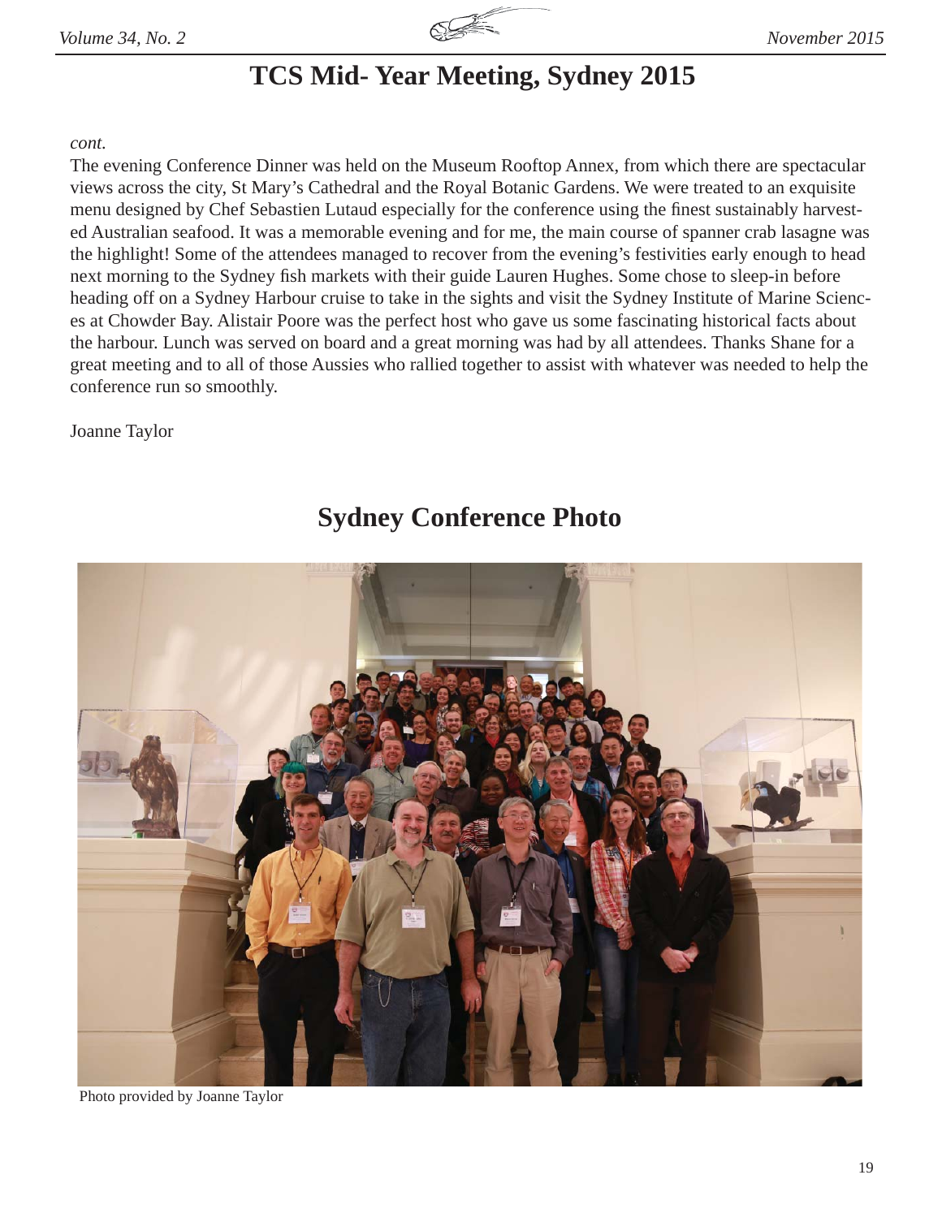# TCS Mid- Year Meeting, Sydney 2015

*cont.*

The evening Conference Dinner was held on the Museum Rooftop Annex, from which there are spectacular views across the city, St Mary's Cathedral and the Royal Botanic Gardens. We were treated to an exquisite menu designed by Chef Sebastien Lutaud especially for the conference using the finest sustainably harvested Australian seafood. It was a memorable evening and for me, the main course of spanner crab lasagne was the highlight! Some of the attendees managed to recover from the evening's festivities early enough to head next morning to the Sydney fish markets with their guide Lauren Hughes. Some chose to sleep-in before heading off on a Sydney Harbour cruise to take in the sights and visit the Sydney Institute of Marine Sciences at Chowder Bay. Alistair Poore was the perfect host who gave us some fascinating historical facts about the harbour. Lunch was served on board and a great morning was had by all attendees. Thanks Shane for a great meeting and to all of those Aussies who rallied together to assist with whatever was needed to help the conference run so smoothly.

Joanne Taylor

## Sydney Conference Photo

Photo provided by Joanne Taylor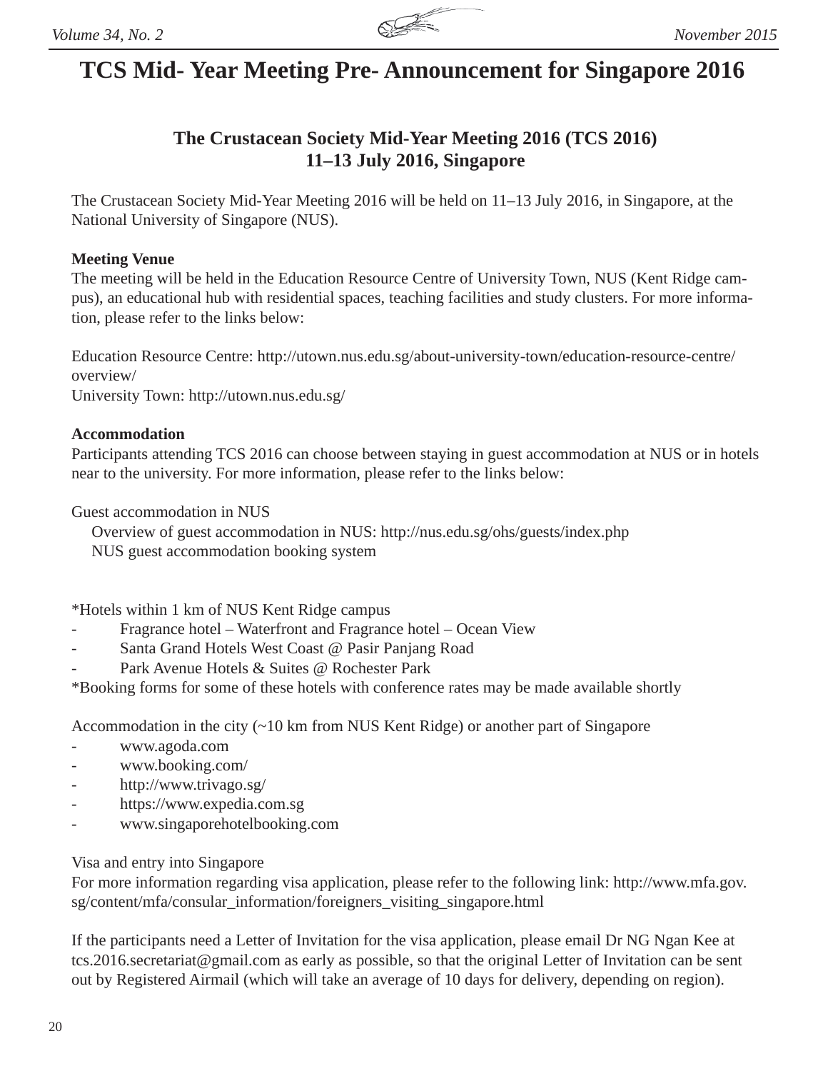# TCS Mid- Year Meeting Pre- Announcement for Singapore 2016

## The Crustacean Society Mid-Year Meeting 2016 (TCS 2016)
## 11–13 July 2016, Singapore

The Crustacean Society Mid-Year Meeting 2016 will be held on 11–13 July 2016, in Singapore, at the National University of Singapore (NUS).

**Meeting Venue**

The meeting will be held in the Education Resource Centre of University Town, NUS (Kent Ridge campus), an educational hub with residential spaces, teaching facilities and study clusters. For more information, please refer to the links below:

Education Resource Centre: http://utown.nus.edu.sg/about-university-town/education-resource-centre/overview/
University Town: http://utown.nus.edu.sg/

**Accommodation**

Participants attending TCS 2016 can choose between staying in guest accommodation at NUS or in hotels near to the university. For more information, please refer to the links below:

Guest accommodation in NUS

Overview of guest accommodation in NUS: http://nus.edu.sg/ohs/guests/index.php
NUS guest accommodation booking system

*Hotels within 1 km of NUS Kent Ridge campus

- Fragrance hotel – Waterfront and Fragrance hotel – Ocean View
- Santa Grand Hotels West Coast @ Pasir Panjang Road
- Park Avenue Hotels & Suites @ Rochester Park

*Booking forms for some of these hotels with conference rates may be made available shortly

Accommodation in the city (~10 km from NUS Kent Ridge) or another part of Singapore

- www.agoda.com
- www.booking.com/
- http://www.trivago.sg/
- https://www.expedia.com.sg
- www.singaporehotelbooking.com

Visa and entry into Singapore

For more information regarding visa application, please refer to the following link: http://www.mfa.gov.sg/content/mfa/consular_information/foreigners_visiting_singapore.html

If the participants need a Letter of Invitation for the visa application, please email Dr NG Ngan Kee at tcs.2016.secretariat@gmail.com as early as possible, so that the original Letter of Invitation can be sent out by Registered Airmail (which will take an average of 10 days for delivery, depending on region).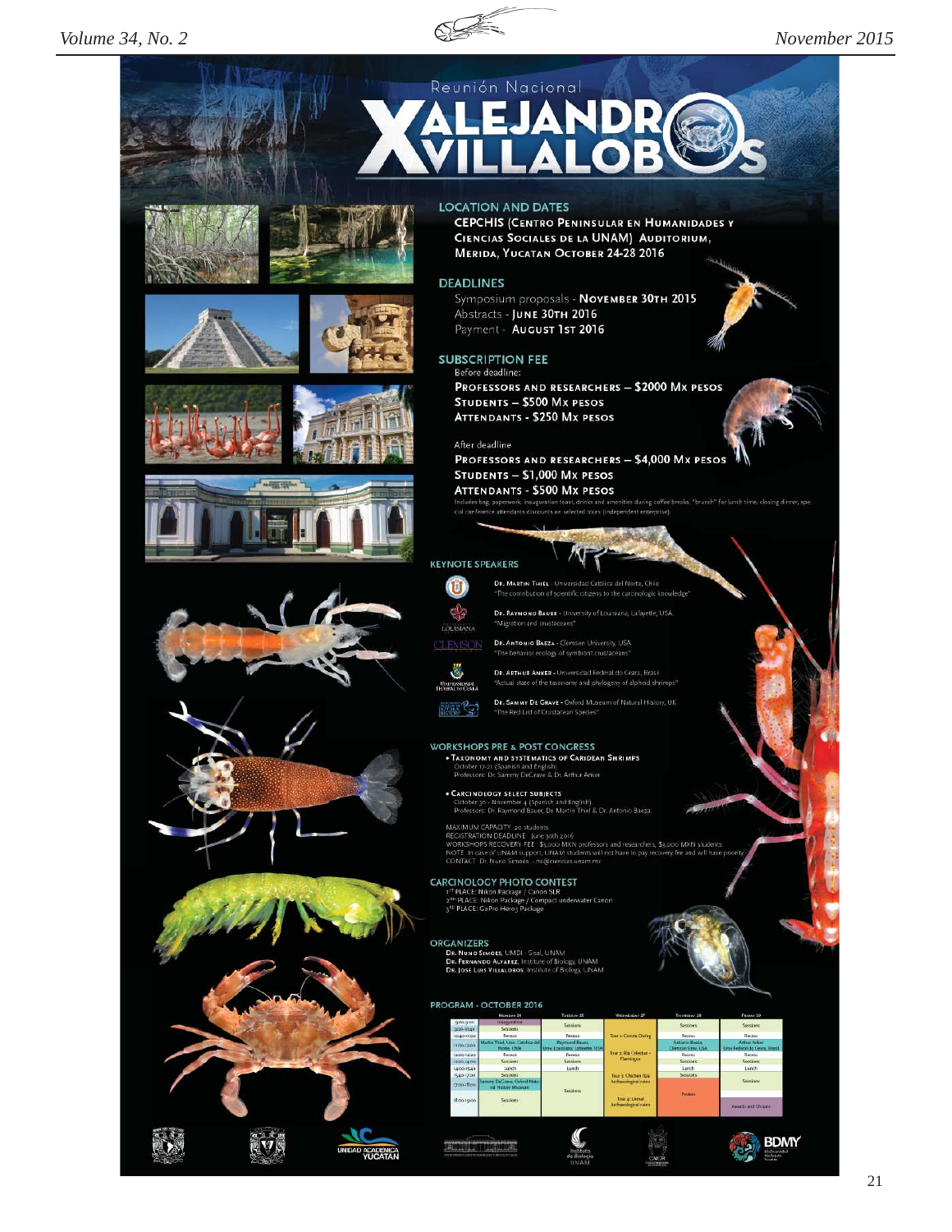Reunión Nacional

# X ALEJANDRO VILLALOBOS

## LOCATION AND DATES

**CEPCHIS (Centro Peninsular en Humanidades y Ciencias Sociales de la UNAM) Auditorium, Merida, Yucatan October 24-28 2016**

## DEADLINES

Symposium proposals - **November 30th 2015**
Abstracts - **June 30th 2016**
Payment - **August 1st 2016**

## SUBSCRIPTION FEE

Before deadline:

**Professors and researchers – $2000 Mx pesos**
**Students – $500 Mx pesos**
**Attendants - $250 Mx pesos**

After deadline

**Professors and researchers – $4,000 Mx pesos**
**Students – $1,000 Mx pesos**
**Attendants - $500 Mx pesos**

Includes bag, paperwork, inauguration toast, drinks and amenities during coffee breaks, "brunch" for lunch time, closing dinner, special conference attendants discounts on selected tours (independent enterprise).

## KEYNOTE SPEAKERS

**Dr. Martin Thiel** - Universidad Católica del Norte, Chile
"The contribution of scientific citizens to the carcinologic knowledge"

**Dr. Raymond Bauer** - University of Louisiana, Lafayette, USA
"Migration and crustaceans"

**Dr. Antonio Baeza** - Clemson University, USA
"The behavior ecology of symbiont crustaceans"

**Dr. Arthur Anker** - Universidad Federal do Ceara, Brasil
"Actual state of the taxonomy and phylogeny of alpheid shrimps"

**Dr. Sammy De Grave** - Oxford Museum of Natural History, UK
"The Red List of Crustacean Species"

## WORKSHOPS PRE & POST CONGRESS

- **Taxonomy and systematics of caridean shrimps**
  October 17-21 (Spanish and English)
  Professors: Dr. Sammy DeGrave & Dr. Arthur Anker

- **Carcinology select subjects**
  October 30 - November 4 (Spanish and English)
  Professors: Dr. Raymond Bauer, Dr. Martin Thiel & Dr. Antonio Baeza

MAXIMUM CAPACITY 20 students
REGISTRATION DEADLINE June 30th 2016
WORKSHOPS RECOVERY FEE $5,000 MXN professors and researchers, $3,000 MXN students
NOTE In case of UNAM support, UNAM students will not have to pay recovery fee and will have priority
CONTACT Dr. Nuno Simoes - ns@ciencias.unam.mx

## CARCINOLOGY PHOTO CONTEST

1ST PLACE: Nikon Package / Canon SLR
2ND PLACE: Nikon Package / Compact underwater Canon
3RD PLACE: GoPro Hero3 Package

## ORGANIZERS

**Dr. Nuno Simoes**, UMDI - Sisal, UNAM
**Dr. Fernando Alvarez**, Institute of Biology, UNAM
**Dr. Jose Luis Villalobos**, Institute of Biology, UNAM

## PROGRAM - OCTOBER 2016

| | Monday 24 | Tuesday 25 | Wednesday 26 | Thursday 27 | Friday 28 |
|---|---|---|---|---|---|
| 9:00-9:20 | Inauguration | Sessions | Tour 1: Cenote Diving | Sessions | Sessions |
| 9:20-10:40 | Sessions | | | | |
| 10:40-11:00 | Recess | Recess | | Recess | Recess |
| 11:00-12:00 | Martin Thiel, Univ. Catolica del Norte, Chile | Raymond Bauer, Univ. Louisiana, Lafayette USA | Tour 2: Ria Celestun - Flamingos | Antonio Baeza, Clemson Univ. USA | Arthur Anker, Univ. Federal do Ceara, Brasil |
| 12:00-12:20 | Recess | Recess | | Recess | Recess |
| 12:20-14:00 | Sessions | Sessions | | Sessions | Sessions |
| 14:00-15:40 | Lunch | Lunch | | Lunch | Lunch |
| 15:40-17:00 | Sessions | Sessions | Tour 3: Chichen Itza Archaeological ruins | Sessions | Sessions |
| 17:00-18:00 | Sammy DeGrave, Oxford Natural History Museum | | | Posters | |
| 18:00-19:00 | Sessions | | Tour 4: Uxmal Archaeological ruins | | Awards and Closure |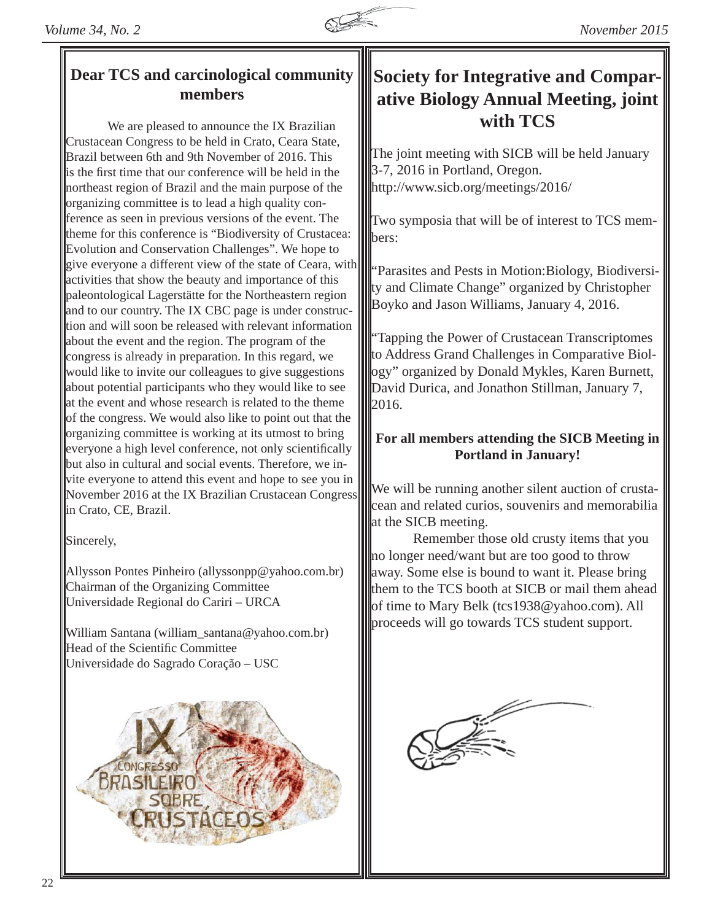## Dear TCS and carcinological community members

We are pleased to announce the IX Brazilian Crustacean Congress to be held in Crato, Ceara State, Brazil between 6th and 9th November of 2016. This is the first time that our conference will be held in the northeast region of Brazil and the main purpose of the organizing committee is to lead a high quality conference as seen in previous versions of the event. The theme for this conference is "Biodiversity of Crustacea: Evolution and Conservation Challenges". We hope to give everyone a different view of the state of Ceara, with activities that show the beauty and importance of this paleontological Lagerstätte for the Northeastern region and to our country. The IX CBC page is under construction and will soon be released with relevant information about the event and the region. The program of the congress is already in preparation. In this regard, we would like to invite our colleagues to give suggestions about potential participants who they would like to see at the event and whose research is related to the theme of the congress. We would also like to point out that the organizing committee is working at its utmost to bring everyone a high level conference, not only scientifically but also in cultural and social events. Therefore, we invite everyone to attend this event and hope to see you in November 2016 at the IX Brazilian Crustacean Congress in Crato, CE, Brazil.

Sincerely,

Allysson Pontes Pinheiro (allyssonpp@yahoo.com.br)
Chairman of the Organizing Committee
Universidade Regional do Cariri – URCA

William Santana (william_santana@yahoo.com.br)
Head of the Scientific Committee
Universidade do Sagrado Coração – USC

## Society for Integrative and Comparative Biology Annual Meeting, joint with TCS

The joint meeting with SICB will be held January 3-7, 2016 in Portland, Oregon.
http://www.sicb.org/meetings/2016/

Two symposia that will be of interest to TCS members:

"Parasites and Pests in Motion:Biology, Biodiversity and Climate Change" organized by Christopher Boyko and Jason Williams, January 4, 2016.

"Tapping the Power of Crustacean Transcriptomes to Address Grand Challenges in Comparative Biology" organized by Donald Mykles, Karen Burnett, David Durica, and Jonathon Stillman, January 7, 2016.

### For all members attending the SICB Meeting in Portland in January!

We will be running another silent auction of crustacean and related curios, souvenirs and memorabilia at the SICB meeting.

Remember those old crusty items that you no longer need/want but are too good to throw away. Some else is bound to want it. Please bring them to the TCS booth at SICB or mail them ahead of time to Mary Belk (tcs1938@yahoo.com). All proceeds will go towards TCS student support.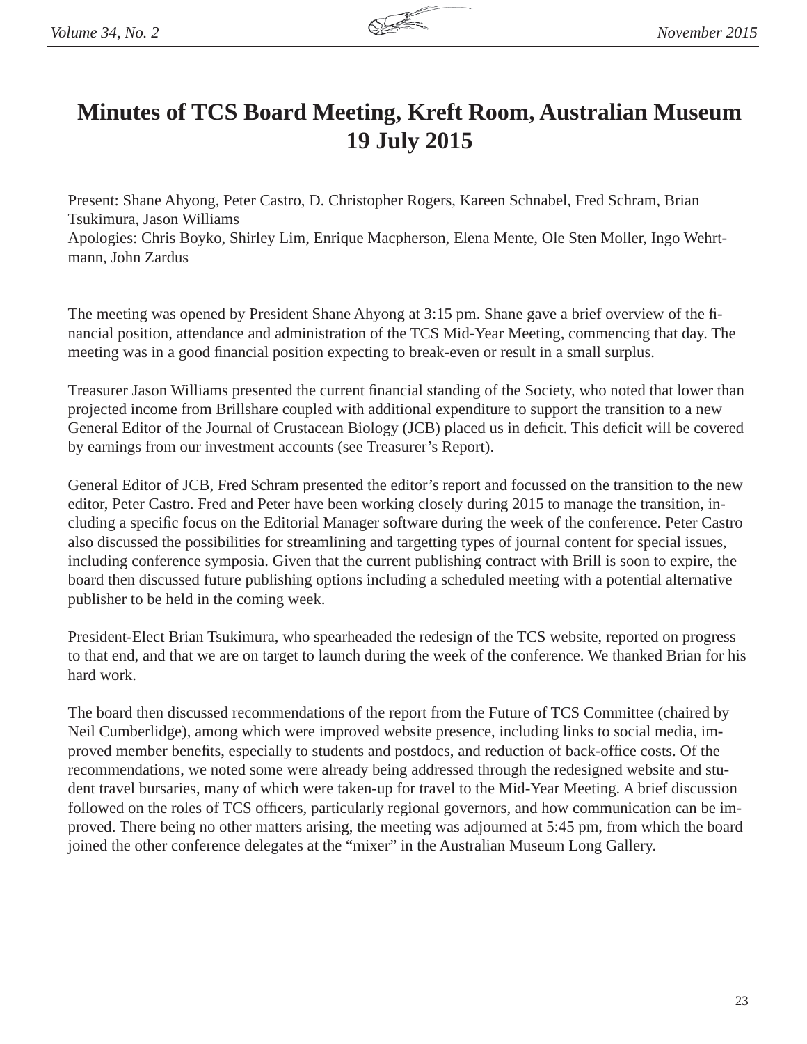# Minutes of TCS Board Meeting, Kreft Room, Australian Museum 19 July 2015

Present: Shane Ahyong, Peter Castro, D. Christopher Rogers, Kareen Schnabel, Fred Schram, Brian Tsukimura, Jason Williams
Apologies: Chris Boyko, Shirley Lim, Enrique Macpherson, Elena Mente, Ole Sten Moller, Ingo Wehrtmann, John Zardus

The meeting was opened by President Shane Ahyong at 3:15 pm. Shane gave a brief overview of the financial position, attendance and administration of the TCS Mid-Year Meeting, commencing that day. The meeting was in a good financial position expecting to break-even or result in a small surplus.

Treasurer Jason Williams presented the current financial standing of the Society, who noted that lower than projected income from Brillshare coupled with additional expenditure to support the transition to a new General Editor of the Journal of Crustacean Biology (JCB) placed us in deficit. This deficit will be covered by earnings from our investment accounts (see Treasurer's Report).

General Editor of JCB, Fred Schram presented the editor's report and focussed on the transition to the new editor, Peter Castro. Fred and Peter have been working closely during 2015 to manage the transition, including a specific focus on the Editorial Manager software during the week of the conference. Peter Castro also discussed the possibilities for streamlining and targetting types of journal content for special issues, including conference symposia. Given that the current publishing contract with Brill is soon to expire, the board then discussed future publishing options including a scheduled meeting with a potential alternative publisher to be held in the coming week.

President-Elect Brian Tsukimura, who spearheaded the redesign of the TCS website, reported on progress to that end, and that we are on target to launch during the week of the conference. We thanked Brian for his hard work.

The board then discussed recommendations of the report from the Future of TCS Committee (chaired by Neil Cumberlidge), among which were improved website presence, including links to social media, improved member benefits, especially to students and postdocs, and reduction of back-office costs. Of the recommendations, we noted some were already being addressed through the redesigned website and student travel bursaries, many of which were taken-up for travel to the Mid-Year Meeting. A brief discussion followed on the roles of TCS officers, particularly regional governors, and how communication can be improved. There being no other matters arising, the meeting was adjourned at 5:45 pm, from which the board joined the other conference delegates at the "mixer" in the Australian Museum Long Gallery.